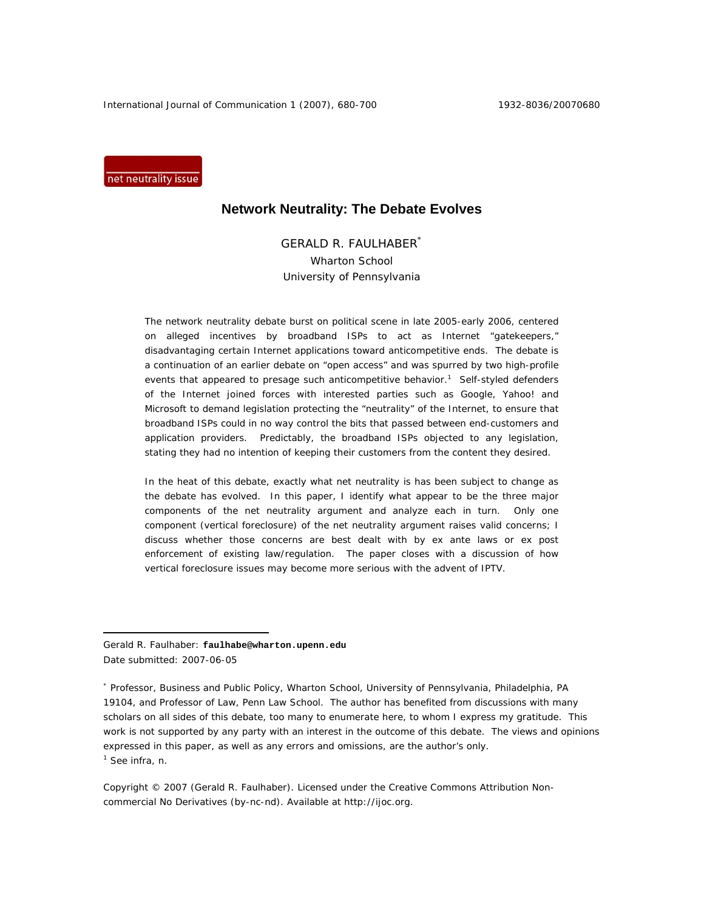net neutrality issue

# Network Neutrality: The Debate Evolves

GERALD R. FAULHABER[*]
Wharton School
University of Pennsylvania

The network neutrality debate burst on political scene in late 2005-early 2006, centered on alleged incentives by broadband ISPs to act as Internet "gatekeepers," disadvantaging certain Internet applications toward anticompetitive ends. The debate is a continuation of an earlier debate on "open access" and was spurred by two high-profile events that appeared to presage such anticompetitive behavior.[1] Self-styled defenders of the Internet joined forces with interested parties such as Google, Yahoo! and Microsoft to demand legislation protecting the "neutrality" of the Internet, to ensure that broadband ISPs could in no way control the bits that passed between end-customers and application providers. Predictably, the broadband ISPs objected to any legislation, stating they had no intention of keeping their customers from the content they desired.

In the heat of this debate, exactly what net neutrality is has been subject to change as the debate has evolved. In this paper, I identify what appear to be the three major components of the net neutrality argument and analyze each in turn. Only one component (vertical foreclosure) of the net neutrality argument raises valid concerns; I discuss whether those concerns are best dealt with by ex ante laws or ex post enforcement of existing law/regulation. The paper closes with a discussion of how vertical foreclosure issues may become more serious with the advent of IPTV.

---

Gerald R. Faulhaber: **faulhabe@wharton.upenn.edu**
Date submitted: 2007-06-05

[*] Professor, Business and Public Policy, Wharton School, University of Pennsylvania, Philadelphia, PA 19104, and Professor of Law, Penn Law School. The author has benefited from discussions with many scholars on all sides of this debate, too many to enumerate here, to whom I express my gratitude. This work is not supported by any party with an interest in the outcome of this debate. The views and opinions expressed in this paper, as well as any errors and omissions, are the author's only.

[1] See infra, n.

Copyright © 2007 (Gerald R. Faulhaber). Licensed under the Creative Commons Attribution Non-commercial No Derivatives (by-nc-nd). Available at http://ijoc.org.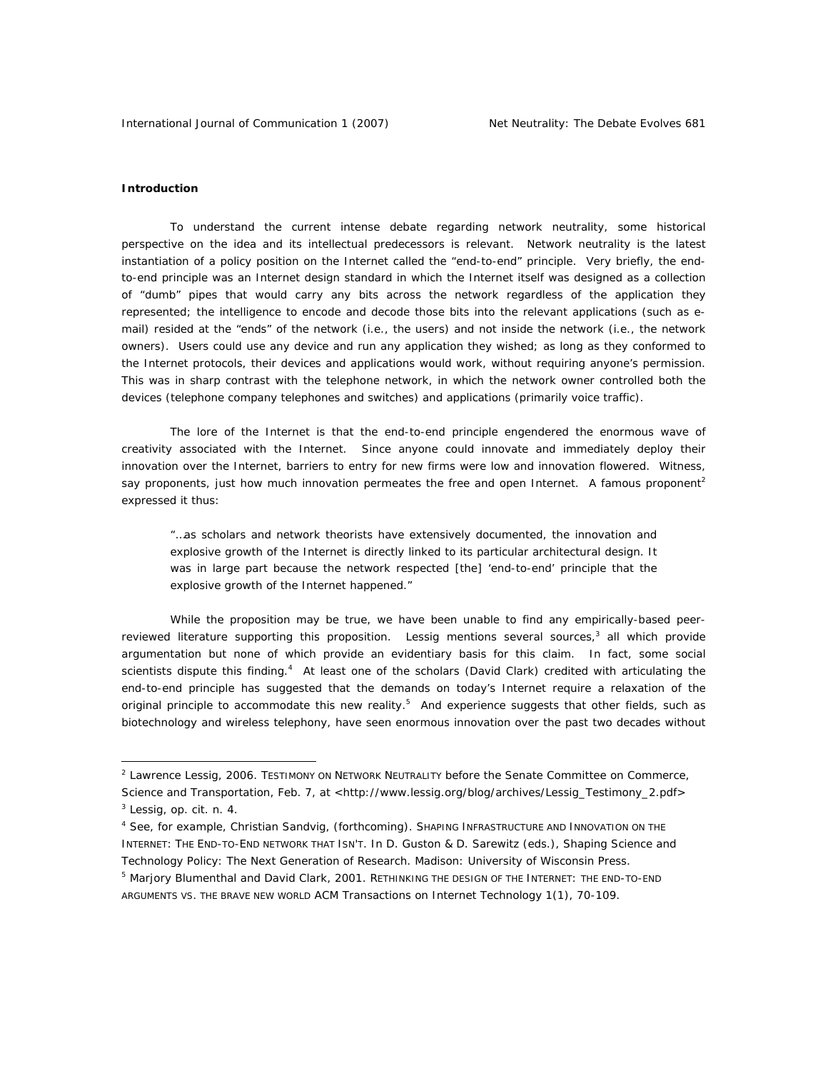#### Introduction

To understand the current intense debate regarding network neutrality, some historical perspective on the idea and its intellectual predecessors is relevant. Network neutrality is the latest instantiation of a policy position on the Internet called the "end-to-end" principle. Very briefly, the end-to-end principle was an Internet design standard in which the Internet itself was designed as a collection of "dumb" pipes that would carry any bits across the network regardless of the application they represented; the intelligence to encode and decode those bits into the relevant applications (such as e-mail) resided at the "ends" of the network (i.e., the users) and not inside the network (i.e., the network owners). Users could use any device and run any application they wished; as long as they conformed to the Internet protocols, their devices and applications would work, without requiring anyone's permission. This was in sharp contrast with the telephone network, in which the network owner controlled both the devices (telephone company telephones and switches) and applications (primarily voice traffic).

The lore of the Internet is that the end-to-end principle engendered the enormous wave of creativity associated with the Internet. Since anyone could innovate and immediately deploy their innovation over the Internet, barriers to entry for new firms were low and innovation flowered. Witness, say proponents, just how much innovation permeates the free and open Internet. A famous proponent[2] expressed it thus:

> "…as scholars and network theorists have extensively documented, the innovation and explosive growth of the Internet is directly linked to its particular architectural design. It was in large part because the network respected [the] 'end-to-end' principle that the explosive growth of the Internet happened."

While the proposition may be true, we have been unable to find any empirically-based peer-reviewed literature supporting this proposition. Lessig mentions several sources,[3] all which provide argumentation but none of which provide an evidentiary basis for this claim. In fact, some social scientists dispute this finding.[4] At least one of the scholars (David Clark) credited with articulating the end-to-end principle has suggested that the demands on today's Internet require a relaxation of the original principle to accommodate this new reality.[5] And experience suggests that other fields, such as biotechnology and wireless telephony, have seen enormous innovation over the past two decades without

---

[2] Lawrence Lessig, 2006. TESTIMONY ON NETWORK NEUTRALITY before the Senate Committee on Commerce, Science and Transportation, Feb. 7, at <http://www.lessig.org/blog/archives/Lessig_Testimony_2.pdf>

[3] Lessig, op. cit. n. 4.

[4] See, for example, Christian Sandvig, (forthcoming). SHAPING INFRASTRUCTURE AND INNOVATION ON THE INTERNET: THE END-TO-END NETWORK THAT ISN'T. In D. Guston & D. Sarewitz (eds.), Shaping Science and Technology Policy: The Next Generation of Research. Madison: University of Wisconsin Press.

[5] Marjory Blumenthal and David Clark, 2001. RETHINKING THE DESIGN OF THE INTERNET: THE END-TO-END ARGUMENTS VS. THE BRAVE NEW WORLD ACM Transactions on Internet Technology 1(1), 70-109.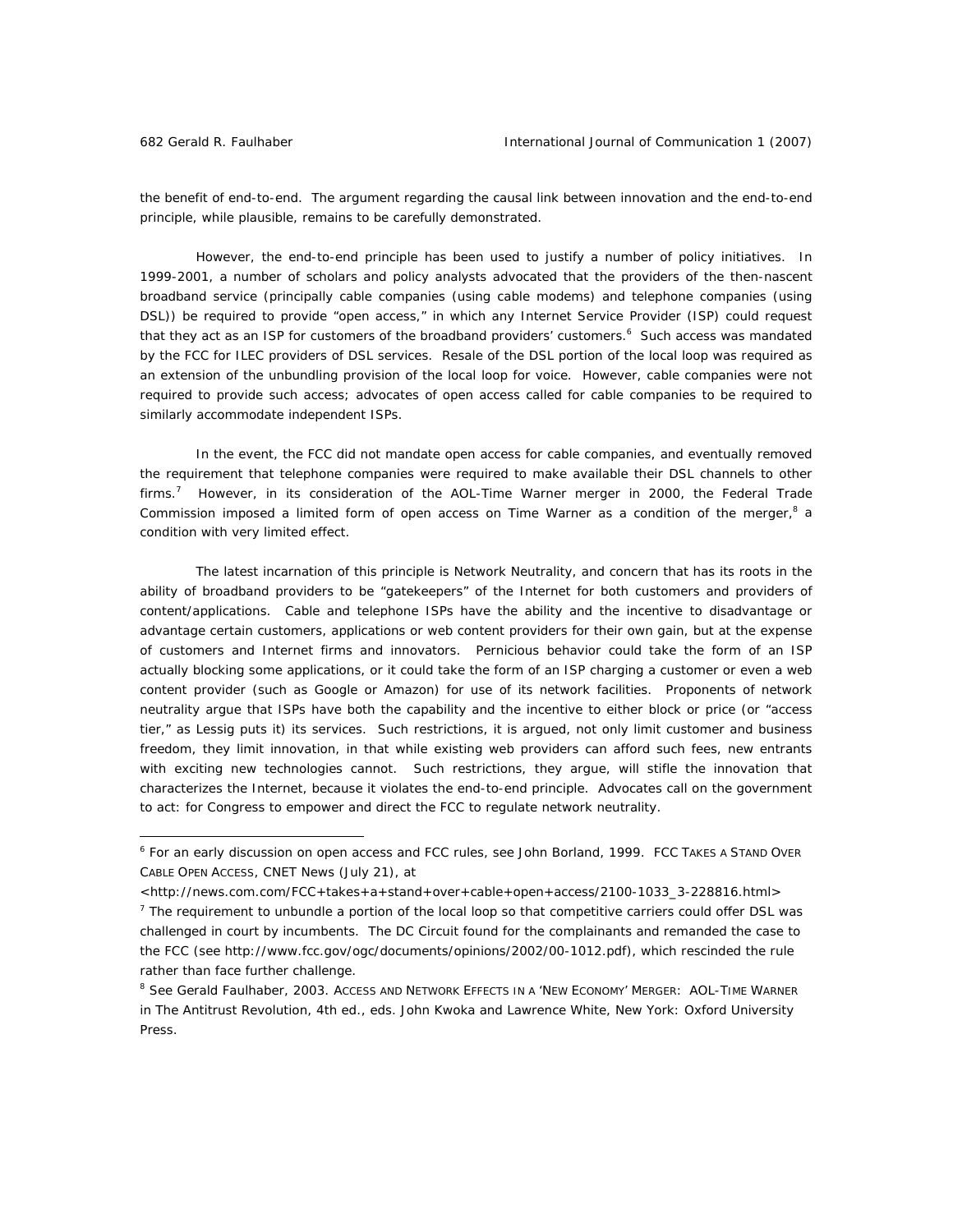the benefit of end-to-end. The argument regarding the causal link between innovation and the end-to-end principle, while plausible, remains to be carefully demonstrated.

However, the end-to-end principle has been used to justify a number of policy initiatives. In 1999-2001, a number of scholars and policy analysts advocated that the providers of the then-nascent broadband service (principally cable companies (using cable modems) and telephone companies (using DSL)) be required to provide "open access," in which any Internet Service Provider (ISP) could request that they act as an ISP for customers of the broadband providers' customers.[6] Such access was mandated by the FCC for ILEC providers of DSL services. Resale of the DSL portion of the local loop was required as an extension of the unbundling provision of the local loop for voice. However, cable companies were not required to provide such access; advocates of open access called for cable companies to be required to similarly accommodate independent ISPs.

In the event, the FCC did not mandate open access for cable companies, and eventually removed the requirement that telephone companies were required to make available their DSL channels to other firms.[7] However, in its consideration of the AOL-Time Warner merger in 2000, the Federal Trade Commission imposed a limited form of open access on Time Warner as a condition of the merger,[8] a condition with very limited effect.

The latest incarnation of this principle is Network Neutrality, and concern that has its roots in the ability of broadband providers to be "gatekeepers" of the Internet for both customers and providers of content/applications. Cable and telephone ISPs have the ability and the incentive to disadvantage or advantage certain customers, applications or web content providers for their own gain, but at the expense of customers and Internet firms and innovators. Pernicious behavior could take the form of an ISP actually blocking some applications, or it could take the form of an ISP charging a customer or even a web content provider (such as Google or Amazon) for use of its network facilities. Proponents of network neutrality argue that ISPs have both the capability and the incentive to either block or price (or "access tier," as Lessig puts it) its services. Such restrictions, it is argued, not only limit customer and business freedom, they limit innovation, in that while existing web providers can afford such fees, new entrants with exciting new technologies cannot. Such restrictions, they argue, will stifle the innovation that characterizes the Internet, because it violates the end-to-end principle. Advocates call on the government to act: for Congress to empower and direct the FCC to regulate network neutrality.

---

[6] For an early discussion on open access and FCC rules, see John Borland, 1999. FCC TAKES A STAND OVER CABLE OPEN ACCESS, CNET News (July 21), at <http://news.com.com/FCC+takes+a+stand+over+cable+open+access/2100-1033_3-228816.html>

[7] The requirement to unbundle a portion of the local loop so that competitive carriers could offer DSL was challenged in court by incumbents. The DC Circuit found for the complainants and remanded the case to the FCC (see http://www.fcc.gov/ogc/documents/opinions/2002/00-1012.pdf), which rescinded the rule rather than face further challenge.

[8] See Gerald Faulhaber, 2003. ACCESS AND NETWORK EFFECTS IN A 'NEW ECONOMY' MERGER: AOL-TIME WARNER in The Antitrust Revolution, 4th ed., eds. John Kwoka and Lawrence White, New York: Oxford University Press.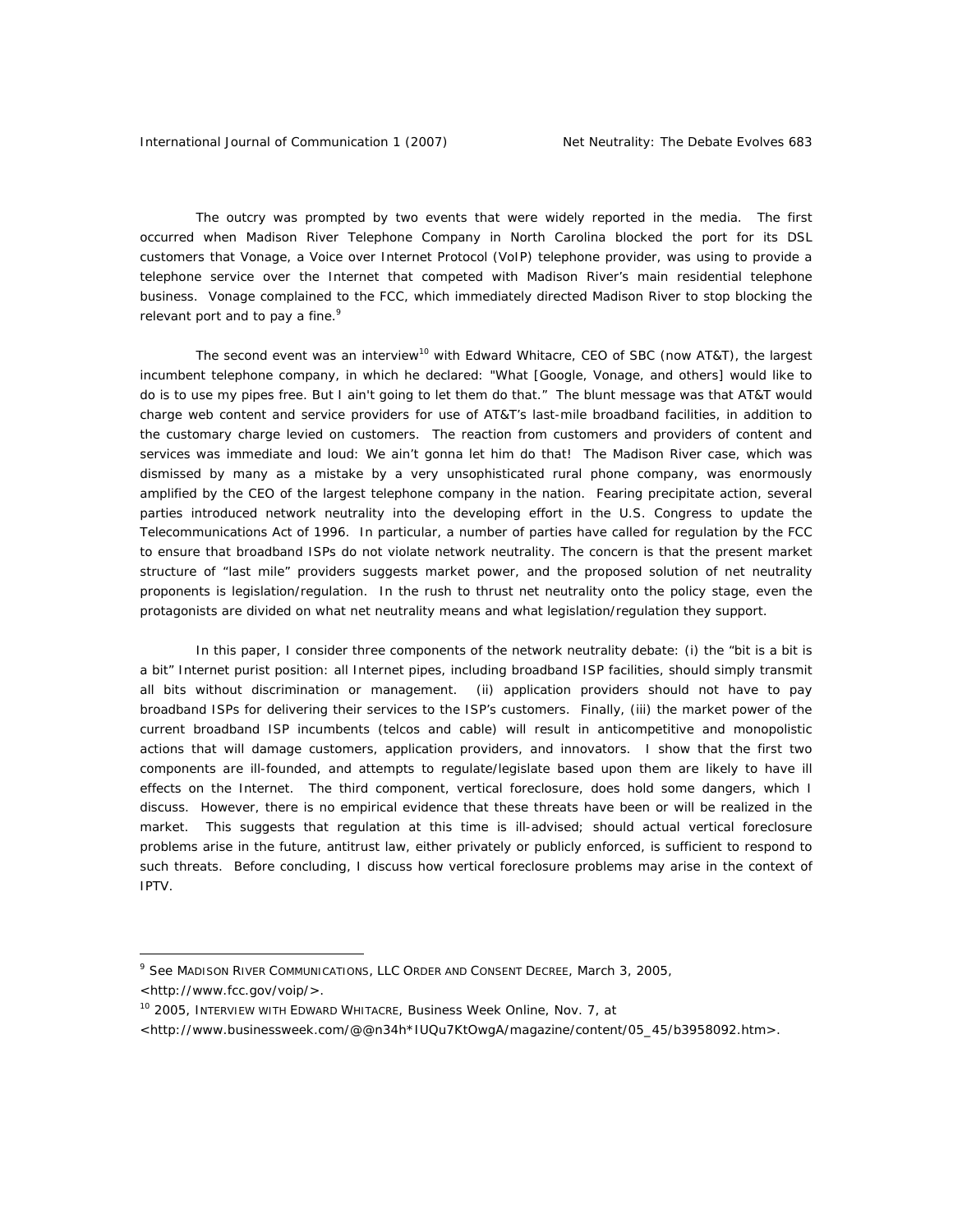The outcry was prompted by two events that were widely reported in the media. The first occurred when Madison River Telephone Company in North Carolina blocked the port for its DSL customers that Vonage, a Voice over Internet Protocol (VoIP) telephone provider, was using to provide a telephone service over the Internet that competed with Madison River's main residential telephone business. Vonage complained to the FCC, which immediately directed Madison River to stop blocking the relevant port and to pay a fine.[9]

The second event was an interview[10] with Edward Whitacre, CEO of SBC (now AT&T), the largest incumbent telephone company, in which he declared: "What [Google, Vonage, and others] would like to do is to use my pipes free. But I ain't going to let them do that." The blunt message was that AT&T would charge web content and service providers for use of AT&T's last-mile broadband facilities, in addition to the customary charge levied on customers. The reaction from customers and providers of content and services was immediate and loud: We ain't gonna let him do that! The Madison River case, which was dismissed by many as a mistake by a very unsophisticated rural phone company, was enormously amplified by the CEO of the largest telephone company in the nation. Fearing precipitate action, several parties introduced network neutrality into the developing effort in the U.S. Congress to update the Telecommunications Act of 1996. In particular, a number of parties have called for regulation by the FCC to ensure that broadband ISPs do not violate network neutrality. The concern is that the present market structure of "last mile" providers suggests market power, and the proposed solution of net neutrality proponents is legislation/regulation. In the rush to thrust net neutrality onto the policy stage, even the protagonists are divided on what net neutrality means and what legislation/regulation they support.

In this paper, I consider three components of the network neutrality debate: (i) the "bit is a bit is a bit" Internet purist position: all Internet pipes, including broadband ISP facilities, should simply transmit all bits without discrimination or management. (ii) application providers should not have to pay broadband ISPs for delivering their services to the ISP's customers. Finally, (iii) the market power of the current broadband ISP incumbents (telcos and cable) will result in anticompetitive and monopolistic actions that will damage customers, application providers, and innovators. I show that the first two components are ill-founded, and attempts to regulate/legislate based upon them are likely to have ill effects on the Internet. The third component, vertical foreclosure, does hold some dangers, which I discuss. However, there is no empirical evidence that these threats have been or will be realized in the market. This suggests that regulation at this time is ill-advised; should actual vertical foreclosure problems arise in the future, antitrust law, either privately or publicly enforced, is sufficient to respond to such threats. Before concluding, I discuss how vertical foreclosure problems may arise in the context of IPTV.

---

[9] See MADISON RIVER COMMUNICATIONS, LLC ORDER AND CONSENT DECREE, March 3, 2005, <http://www.fcc.gov/voip/>.

[10] 2005, INTERVIEW WITH EDWARD WHITACRE, Business Week Online, Nov. 7, at <http://www.businessweek.com/@@n34h*IUQu7KtOwgA/magazine/content/05_45/b3958092.htm>.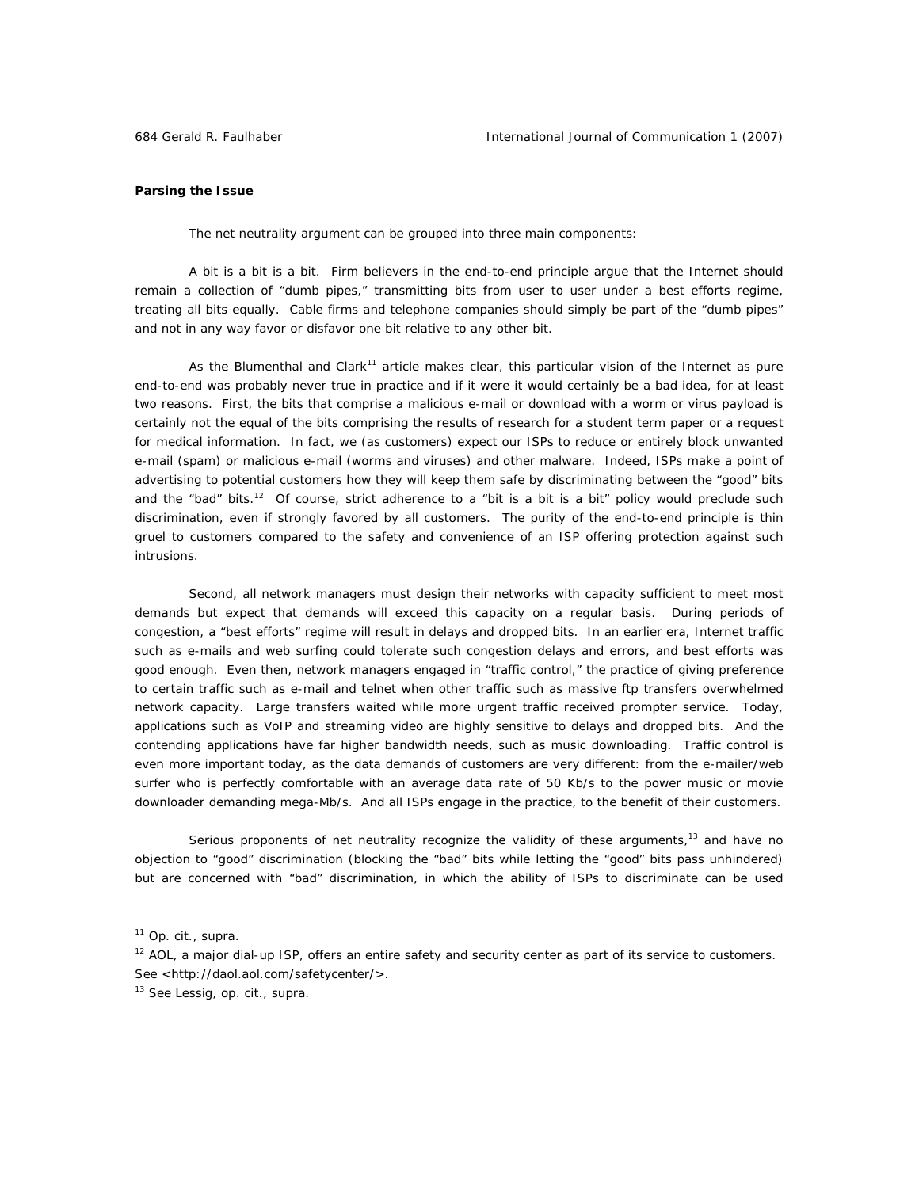**Parsing the Issue**

The net neutrality argument can be grouped into three main components:

*A bit is a bit is a bit.* Firm believers in the end-to-end principle argue that the Internet should remain a collection of "dumb pipes," transmitting bits from user to user under a best efforts regime, treating all bits equally. Cable firms and telephone companies should simply be part of the "dumb pipes" and not in any way favor or disfavor one bit relative to any other bit.

As the Blumenthal and Clark[11] article makes clear, this particular vision of the Internet as pure end-to-end was probably never true in practice and if it were it would certainly be a bad idea, for at least two reasons. First, the bits that comprise a malicious e-mail or download with a worm or virus payload is certainly not the equal of the bits comprising the results of research for a student term paper or a request for medical information. In fact, we (as customers) expect our ISPs to reduce or entirely block unwanted e-mail (spam) or malicious e-mail (worms and viruses) and other malware. Indeed, ISPs make a point of advertising to potential customers how they will keep them safe by discriminating between the "good" bits and the "bad" bits.[12] Of course, strict adherence to a "bit is a bit is a bit" policy would preclude such discrimination, even if strongly favored by all customers. The purity of the end-to-end principle is thin gruel to customers compared to the safety and convenience of an ISP offering protection against such intrusions.

Second, all network managers must design their networks with capacity sufficient to meet most demands but expect that demands will exceed this capacity on a regular basis. During periods of congestion, a "best efforts" regime will result in delays and dropped bits. In an earlier era, Internet traffic such as e-mails and web surfing could tolerate such congestion delays and errors, and best efforts was good enough. Even then, network managers engaged in "traffic control," the practice of giving preference to certain traffic such as e-mail and telnet when other traffic such as massive ftp transfers overwhelmed network capacity. Large transfers waited while more urgent traffic received prompter service. Today, applications such as VoIP and streaming video are highly sensitive to delays and dropped bits. And the contending applications have far higher bandwidth needs, such as music downloading. Traffic control is even more important today, as the data demands of customers are very different: from the e-mailer/web surfer who is perfectly comfortable with an average data rate of 50 Kb/s to the power music or movie downloader demanding mega-Mb/s. And all ISPs engage in the practice, to the benefit of their customers.

Serious proponents of net neutrality recognize the validity of these arguments,[13] and have no objection to "good" discrimination (blocking the "bad" bits while letting the "good" bits pass unhindered) but are concerned with "bad" discrimination, in which the ability of ISPs to discriminate can be used

---

[11] *Op. cit., supra.*

[12] AOL, a major dial-up ISP, offers an entire safety and security center as part of its service to customers. See <http://daol.aol.com/safetycenter/>.

[13] See Lessig, *op. cit., supra.*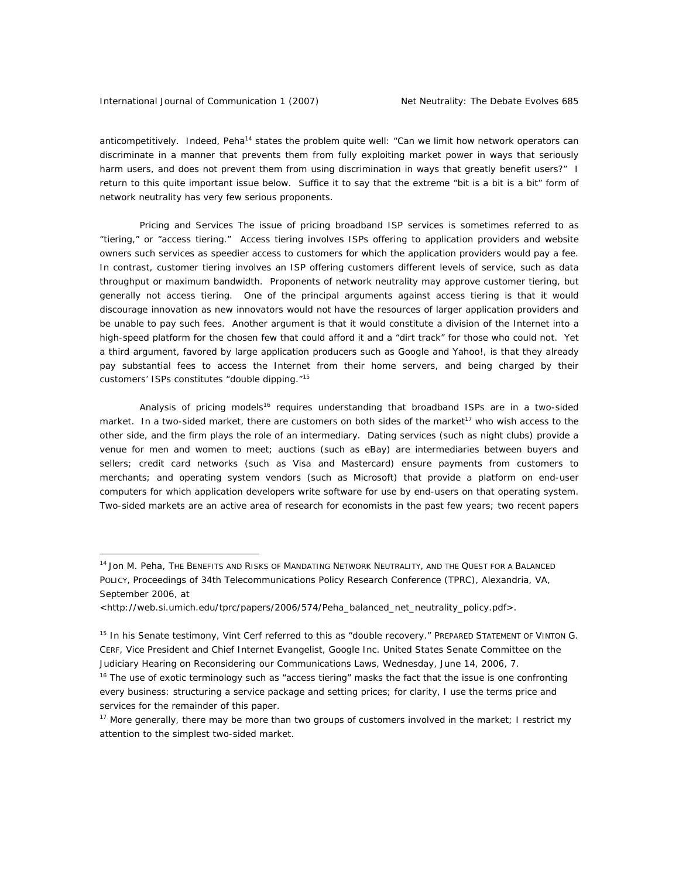anticompetitively. Indeed, Peha[14] states the problem quite well: "Can we limit how network operators can discriminate in a manner that prevents them from fully exploiting market power in ways that seriously harm users, and does not prevent them from using discrimination in ways that greatly benefit users?" I return to this quite important issue below. Suffice it to say that the extreme "bit is a bit is a bit" form of network neutrality has very few serious proponents.

*Pricing and Services* The issue of pricing broadband ISP services is sometimes referred to as "tiering," or "access tiering." Access tiering involves ISPs offering to application providers and website owners such services as speedier access to customers for which the application providers would pay a fee. In contrast, customer tiering involves an ISP offering customers different levels of service, such as data throughput or maximum bandwidth. Proponents of network neutrality may approve customer tiering, but generally not access tiering. One of the principal arguments against access tiering is that it would discourage innovation as new innovators would not have the resources of larger application providers and be unable to pay such fees. Another argument is that it would constitute a division of the Internet into a high-speed platform for the chosen few that could afford it and a "dirt track" for those who could not. Yet a third argument, favored by large application producers such as Google and Yahoo!, is that they already pay substantial fees to access the Internet from their home servers, and being charged by their customers' ISPs constitutes "double dipping."[15]

Analysis of pricing models[16] requires understanding that broadband ISPs are in a two-sided market. In a two-sided market, there are customers on both sides of the market[17] who wish access to the other side, and the firm plays the role of an intermediary. Dating services (such as night clubs) provide a venue for men and women to meet; auctions (such as eBay) are intermediaries between buyers and sellers; credit card networks (such as Visa and Mastercard) ensure payments from customers to merchants; and operating system vendors (such as Microsoft) that provide a platform on end-user computers for which application developers write software for use by end-users on that operating system. Two-sided markets are an active area of research for economists in the past few years; two recent papers

---

[14] Jon M. Peha, THE BENEFITS AND RISKS OF MANDATING NETWORK NEUTRALITY, AND THE QUEST FOR A BALANCED POLICY, Proceedings of 34th Telecommunications Policy Research Conference (TPRC), Alexandria, VA, September 2006, at <http://web.si.umich.edu/tprc/papers/2006/574/Peha_balanced_net_neutrality_policy.pdf>.

[15] In his Senate testimony, Vint Cerf referred to this as "double recovery." PREPARED STATEMENT OF VINTON G. CERF, Vice President and Chief Internet Evangelist, Google Inc. United States Senate Committee on the Judiciary Hearing on Reconsidering our Communications Laws, Wednesday, June 14, 2006, 7.

[16] The use of exotic terminology such as "access tiering" masks the fact that the issue is one confronting every business: structuring a service package and setting prices; for clarity, I use the terms price and services for the remainder of this paper.

[17] More generally, there may be more than two groups of customers involved in the market; I restrict my attention to the simplest two-sided market.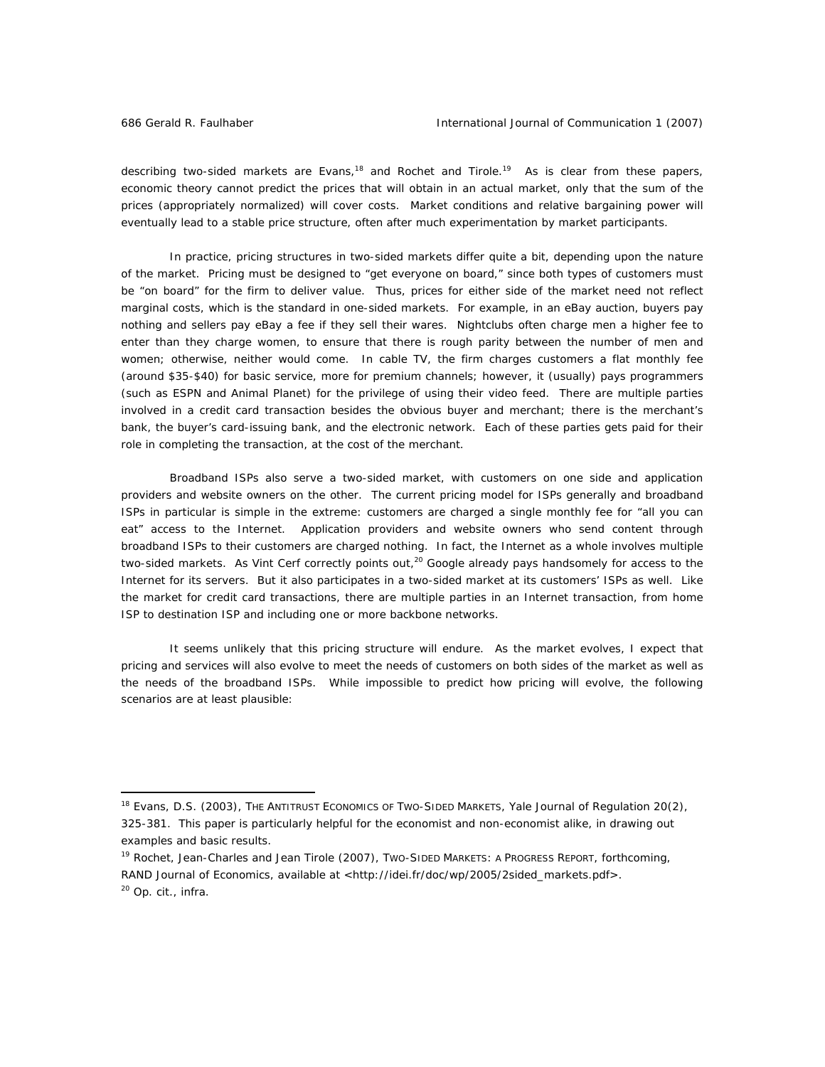describing two-sided markets are Evans,[18] and Rochet and Tirole.[19] As is clear from these papers, economic theory cannot predict the prices that will obtain in an actual market, only that the sum of the prices (appropriately normalized) will cover costs. Market conditions and relative bargaining power will eventually lead to a stable price structure, often after much experimentation by market participants.

In practice, pricing structures in two-sided markets differ quite a bit, depending upon the nature of the market. Pricing must be designed to "get everyone on board," since both types of customers must be "on board" for the firm to deliver value. Thus, prices for either side of the market need not reflect marginal costs, which is the standard in one-sided markets. For example, in an eBay auction, buyers pay nothing and sellers pay eBay a fee if they sell their wares. Nightclubs often charge men a higher fee to enter than they charge women, to ensure that there is rough parity between the number of men and women; otherwise, neither would come. In cable TV, the firm charges customers a flat monthly fee (around $35-$40) for basic service, more for premium channels; however, it (usually) pays programmers (such as ESPN and Animal Planet) for the privilege of using their video feed. There are multiple parties involved in a credit card transaction besides the obvious buyer and merchant; there is the merchant's bank, the buyer's card-issuing bank, and the electronic network. Each of these parties gets paid for their role in completing the transaction, at the cost of the merchant.

Broadband ISPs also serve a two-sided market, with customers on one side and application providers and website owners on the other. The current pricing model for ISPs generally and broadband ISPs in particular is simple in the extreme: customers are charged a single monthly fee for "all you can eat" access to the Internet. Application providers and website owners who send content through broadband ISPs to their customers are charged nothing. In fact, the Internet as a whole involves multiple two-sided markets. As Vint Cerf correctly points out,[20] Google already pays handsomely for access to the Internet for its servers. But it also participates in a two-sided market at its customers' ISPs as well. Like the market for credit card transactions, there are multiple parties in an Internet transaction, from home ISP to destination ISP and including one or more backbone networks.

It seems unlikely that this pricing structure will endure. As the market evolves, I expect that pricing and services will also evolve to meet the needs of customers on both sides of the market as well as the needs of the broadband ISPs. While impossible to predict how pricing will evolve, the following scenarios are at least plausible:

---

[18] Evans, D.S. (2003), THE ANTITRUST ECONOMICS OF TWO-SIDED MARKETS, Yale Journal of Regulation 20(2), 325-381. This paper is particularly helpful for the economist and non-economist alike, in drawing out examples and basic results.

[19] Rochet, Jean-Charles and Jean Tirole (2007), TWO-SIDED MARKETS: A PROGRESS REPORT, forthcoming, RAND Journal of Economics, available at <http://idei.fr/doc/wp/2005/2sided_markets.pdf>.

[20] Op. cit., infra.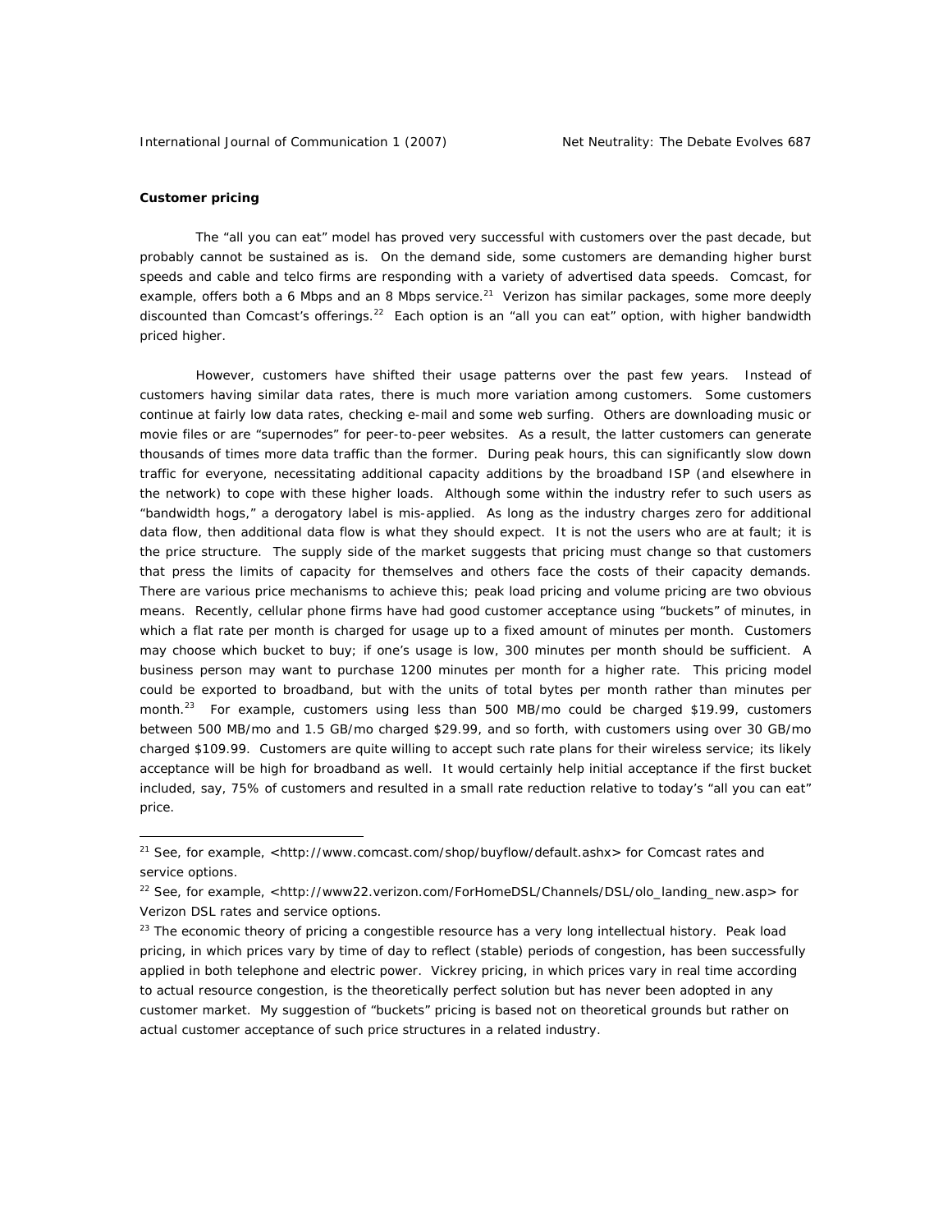**Customer pricing**

The "all you can eat" model has proved very successful with customers over the past decade, but probably cannot be sustained as is. On the demand side, some customers are demanding higher burst speeds and cable and telco firms are responding with a variety of advertised data speeds. Comcast, for example, offers both a 6 Mbps and an 8 Mbps service.[21] Verizon has similar packages, some more deeply discounted than Comcast's offerings.[22] Each option is an "all you can eat" option, with higher bandwidth priced higher.

However, customers have shifted their usage patterns over the past few years. Instead of customers having similar data rates, there is much more variation among customers. Some customers continue at fairly low data rates, checking e-mail and some web surfing. Others are downloading music or movie files or are "supernodes" for peer-to-peer websites. As a result, the latter customers can generate thousands of times more data traffic than the former. During peak hours, this can significantly slow down traffic for everyone, necessitating additional capacity additions by the broadband ISP (and elsewhere in the network) to cope with these higher loads. Although some within the industry refer to such users as "bandwidth hogs," a derogatory label is mis-applied. As long as the industry charges zero for additional data flow, then additional data flow is what they should expect. It is not the users who are at fault; it is the price structure. The supply side of the market suggests that pricing must change so that customers that press the limits of capacity for themselves and others face the costs of their capacity demands. There are various price mechanisms to achieve this; peak load pricing and volume pricing are two obvious means. Recently, cellular phone firms have had good customer acceptance using "buckets" of minutes, in which a flat rate per month is charged for usage up to a fixed amount of minutes per month. Customers may choose which bucket to buy; if one's usage is low, 300 minutes per month should be sufficient. A business person may want to purchase 1200 minutes per month for a higher rate. This pricing model could be exported to broadband, but with the units of total bytes per month rather than minutes per month.[23] For example, customers using less than 500 MB/mo could be charged $19.99, customers between 500 MB/mo and 1.5 GB/mo charged $29.99, and so forth, with customers using over 30 GB/mo charged $109.99. Customers are quite willing to accept such rate plans for their wireless service; its likely acceptance will be high for broadband as well. It would certainly help initial acceptance if the first bucket included, say, 75% of customers and resulted in a small rate reduction relative to today's "all you can eat" price.

---

[21] See, for example, <http://www.comcast.com/shop/buyflow/default.ashx> for Comcast rates and service options.

[22] See, for example, <http://www22.verizon.com/ForHomeDSL/Channels/DSL/olo_landing_new.asp> for Verizon DSL rates and service options.

[23] The economic theory of pricing a congestible resource has a very long intellectual history. Peak load pricing, in which prices vary by time of day to reflect (stable) periods of congestion, has been successfully applied in both telephone and electric power. Vickrey pricing, in which prices vary in real time according to actual resource congestion, is the theoretically perfect solution but has never been adopted in any customer market. My suggestion of "buckets" pricing is based not on theoretical grounds but rather on actual customer acceptance of such price structures in a related industry.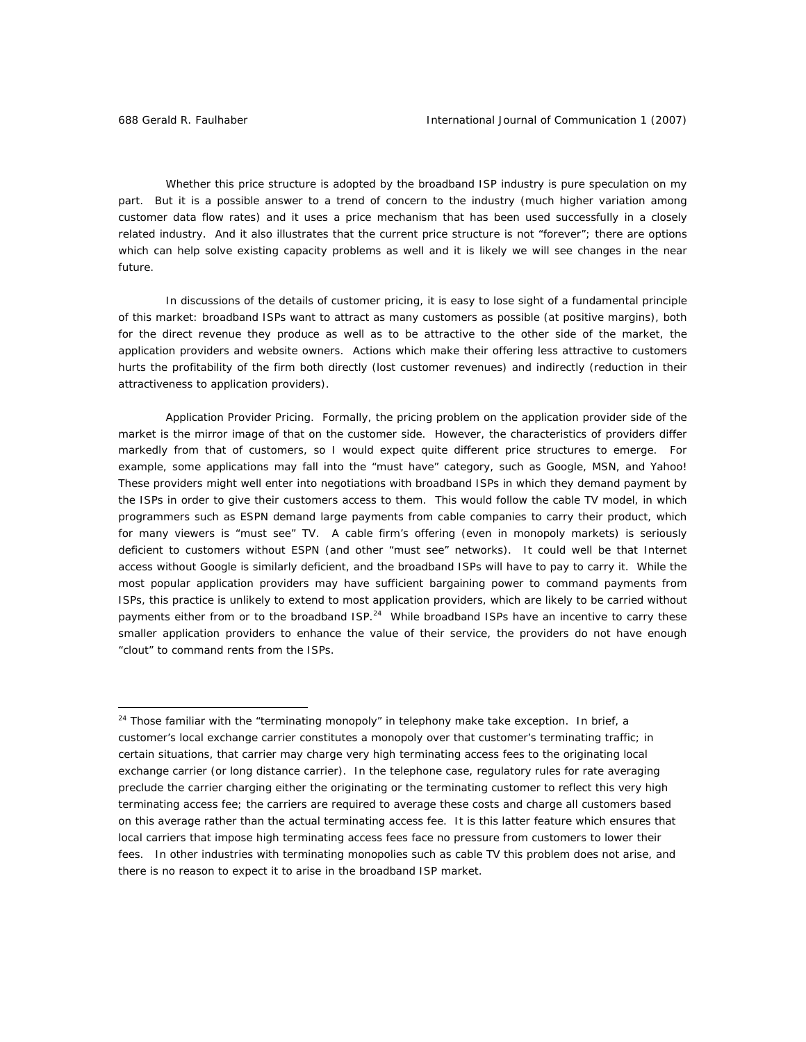Whether this price structure is adopted by the broadband ISP industry is pure speculation on my part. But it is a possible answer to a trend of concern to the industry (much higher variation among customer data flow rates) and it uses a price mechanism that has been used successfully in a closely related industry. And it also illustrates that the current price structure is not "forever"; there are options which can help solve existing capacity problems as well and it is likely we will see changes in the near future.

In discussions of the details of customer pricing, it is easy to lose sight of a fundamental principle of this market: broadband ISPs want to attract as many customers as possible (at positive margins), both for the direct revenue they produce as well as to be attractive to the other side of the market, the application providers and website owners. Actions which make their offering less attractive to customers hurts the profitability of the firm both directly (lost customer revenues) and indirectly (reduction in their attractiveness to application providers).

*Application Provider Pricing*. Formally, the pricing problem on the application provider side of the market is the mirror image of that on the customer side. However, the characteristics of providers differ markedly from that of customers, so I would expect quite different price structures to emerge. For example, some applications may fall into the "must have" category, such as Google, MSN, and Yahoo! These providers might well enter into negotiations with broadband ISPs in which they demand payment by the ISPs in order to give their customers access to them. This would follow the cable TV model, in which programmers such as ESPN demand large payments from cable companies to carry their product, which for many viewers is "must see" TV. A cable firm's offering (even in monopoly markets) is seriously deficient to customers without ESPN (and other "must see" networks). It could well be that Internet access without Google is similarly deficient, and the broadband ISPs will have to pay to carry it. While the most popular application providers may have sufficient bargaining power to command payments from ISPs, this practice is unlikely to extend to most application providers, which are likely to be carried without payments either from or to the broadband ISP.[24] While broadband ISPs have an incentive to carry these smaller application providers to enhance the value of their service, the providers do not have enough "clout" to command rents from the ISPs.

---

[24] Those familiar with the "terminating monopoly" in telephony make take exception. In brief, a customer's local exchange carrier constitutes a monopoly over that customer's terminating traffic; in certain situations, that carrier may charge very high terminating access fees to the originating local exchange carrier (or long distance carrier). In the telephone case, regulatory rules for rate averaging preclude the carrier charging either the originating or the terminating customer to reflect this very high terminating access fee; the carriers are required to average these costs and charge all customers based on this average rather than the actual terminating access fee. It is this latter feature which ensures that local carriers that impose high terminating access fees face no pressure from customers to lower their fees. In other industries with terminating monopolies such as cable TV this problem does not arise, and there is no reason to expect it to arise in the broadband ISP market.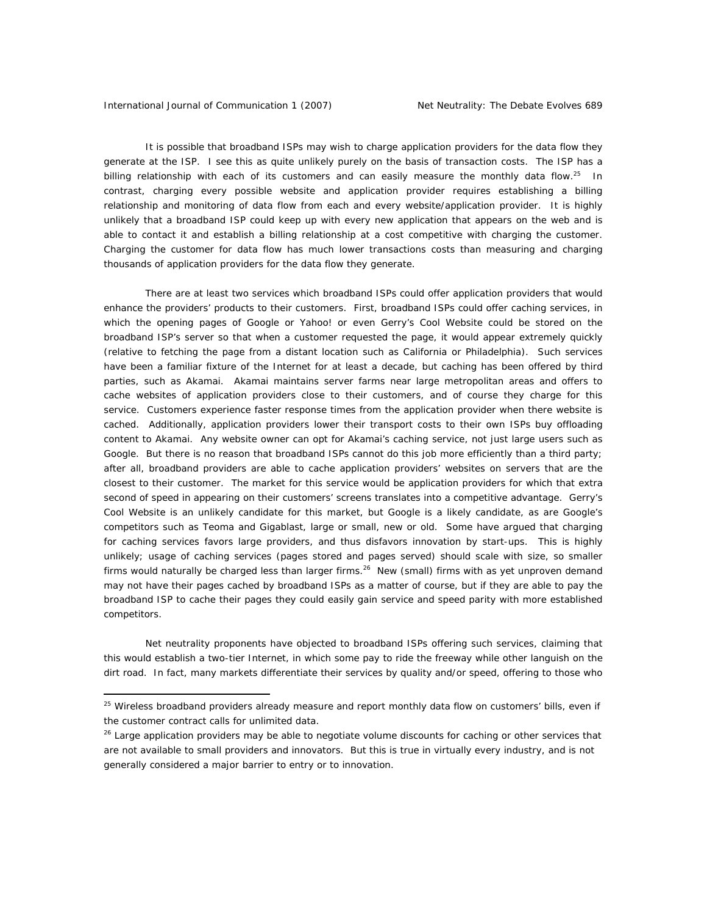It is possible that broadband ISPs may wish to charge application providers for the data flow they generate at the ISP. I see this as quite unlikely purely on the basis of transaction costs. The ISP has a billing relationship with each of its customers and can easily measure the monthly data flow.[25] In contrast, charging every possible website and application provider requires establishing a billing relationship and monitoring of data flow from each and every website/application provider. It is highly unlikely that a broadband ISP could keep up with every new application that appears on the web and is able to contact it and establish a billing relationship at a cost competitive with charging the customer. Charging the customer for data flow has much lower transactions costs than measuring and charging thousands of application providers for the data flow they generate.

There are at least two services which broadband ISPs could offer application providers that would enhance the providers' products to their customers. First, broadband ISPs could offer caching services, in which the opening pages of Google or Yahoo! or even Gerry's Cool Website could be stored on the broadband ISP's server so that when a customer requested the page, it would appear extremely quickly (relative to fetching the page from a distant location such as California or Philadelphia). Such services have been a familiar fixture of the Internet for at least a decade, but caching has been offered by third parties, such as Akamai. Akamai maintains server farms near large metropolitan areas and offers to cache websites of application providers close to their customers, and of course they charge for this service. Customers experience faster response times from the application provider when there website is cached. Additionally, application providers lower their transport costs to their own ISPs buy offloading content to Akamai. Any website owner can opt for Akamai's caching service, not just large users such as Google. But there is no reason that broadband ISPs cannot do this job more efficiently than a third party; after all, broadband providers are able to cache application providers' websites on servers that are the closest to their customer. The market for this service would be application providers for which that extra second of speed in appearing on their customers' screens translates into a competitive advantage. Gerry's Cool Website is an unlikely candidate for this market, but Google is a likely candidate, as are Google's competitors such as Teoma and Gigablast, large or small, new or old. Some have argued that charging for caching services favors large providers, and thus disfavors innovation by start-ups. This is highly unlikely; usage of caching services (pages stored and pages served) should scale with size, so smaller firms would naturally be charged less than larger firms.[26] New (small) firms with as yet unproven demand may not have their pages cached by broadband ISPs as a matter of course, but if they are able to pay the broadband ISP to cache their pages they could easily gain service and speed parity with more established competitors.

Net neutrality proponents have objected to broadband ISPs offering such services, claiming that this would establish a two-tier Internet, in which some pay to ride the freeway while other languish on the dirt road. In fact, many markets differentiate their services by quality and/or speed, offering to those who

---

[25] Wireless broadband providers already measure and report monthly data flow on customers' bills, even if the customer contract calls for unlimited data.

[26] Large application providers may be able to negotiate volume discounts for caching or other services that are not available to small providers and innovators. But this is true in virtually every industry, and is not generally considered a major barrier to entry or to innovation.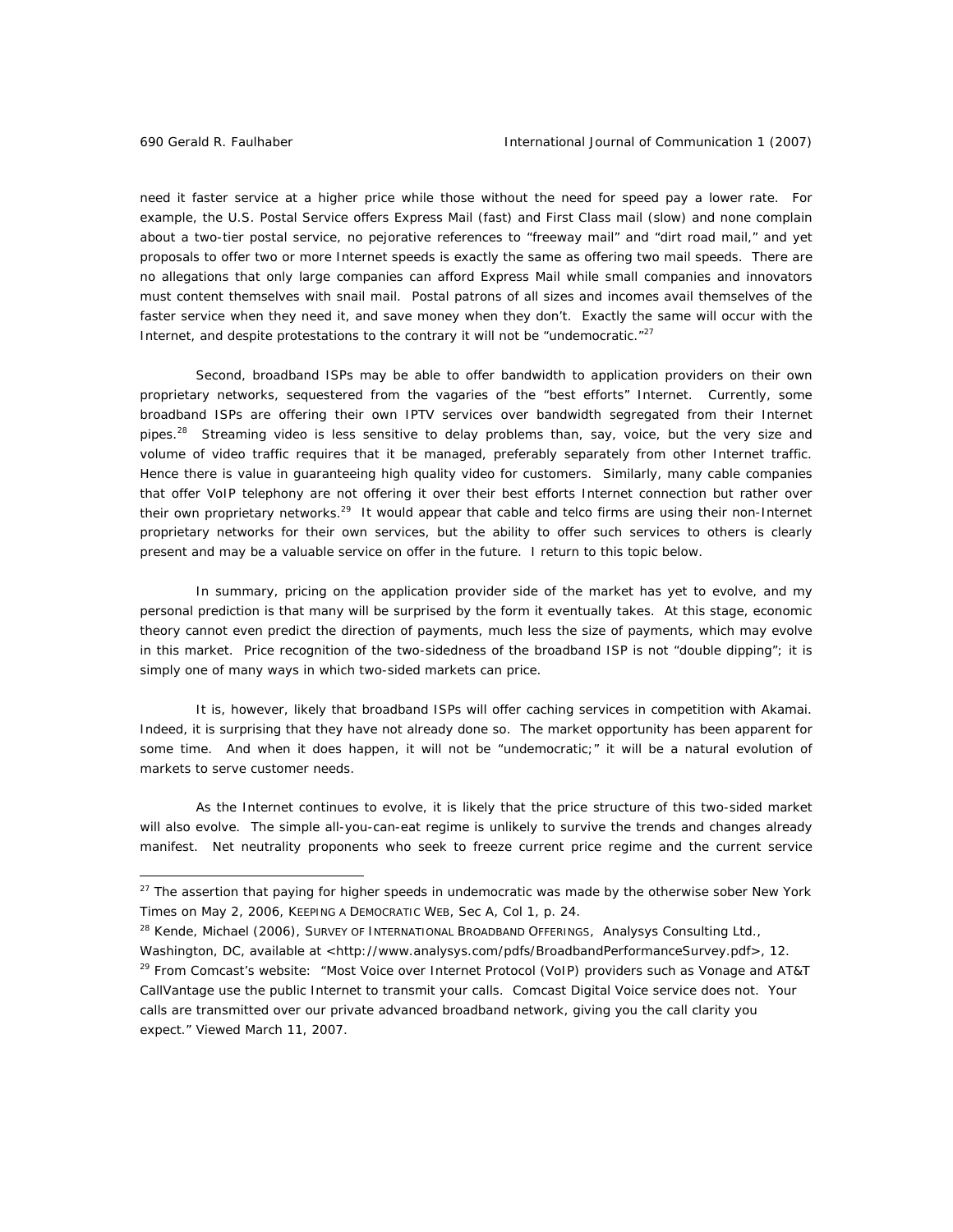need it faster service at a higher price while those without the need for speed pay a lower rate. For example, the U.S. Postal Service offers Express Mail (fast) and First Class mail (slow) and none complain about a two-tier postal service, no pejorative references to "freeway mail" and "dirt road mail," and yet proposals to offer two or more Internet speeds is exactly the same as offering two mail speeds. There are no allegations that only large companies can afford Express Mail while small companies and innovators must content themselves with snail mail. Postal patrons of all sizes and incomes avail themselves of the faster service when they need it, and save money when they don't. Exactly the same will occur with the Internet, and despite protestations to the contrary it will not be "undemocratic."[27]

Second, broadband ISPs may be able to offer bandwidth to application providers on their own proprietary networks, sequestered from the vagaries of the "best efforts" Internet. Currently, some broadband ISPs are offering their own IPTV services over bandwidth segregated from their Internet pipes.[28] Streaming video is less sensitive to delay problems than, say, voice, but the very size and volume of video traffic requires that it be managed, preferably separately from other Internet traffic. Hence there is value in guaranteeing high quality video for customers. Similarly, many cable companies that offer VoIP telephony are not offering it over their best efforts Internet connection but rather over their own proprietary networks.[29] It would appear that cable and telco firms are using their non-Internet proprietary networks for their own services, but the ability to offer such services to others is clearly present and may be a valuable service on offer in the future. I return to this topic below.

In summary, pricing on the application provider side of the market has yet to evolve, and my personal prediction is that many will be surprised by the form it eventually takes. At this stage, economic theory cannot even predict the direction of payments, much less the size of payments, which may evolve in this market. Price recognition of the two-sidedness of the broadband ISP is not "double dipping"; it is simply one of many ways in which two-sided markets can price.

It is, however, likely that broadband ISPs will offer caching services in competition with Akamai. Indeed, it is surprising that they have not already done so. The market opportunity has been apparent for some time. And when it does happen, it will not be "undemocratic;" it will be a natural evolution of markets to serve customer needs.

As the Internet continues to evolve, it is likely that the price structure of this two-sided market will also evolve. The simple all-you-can-eat regime is unlikely to survive the trends and changes already manifest. Net neutrality proponents who seek to freeze current price regime and the current service

---

[27] The assertion that paying for higher speeds in undemocratic was made by the otherwise sober New York Times on May 2, 2006, KEEPING A DEMOCRATIC WEB, Sec A, Col 1, p. 24.

[28] Kende, Michael (2006), SURVEY OF INTERNATIONAL BROADBAND OFFERINGS, Analysys Consulting Ltd., Washington, DC, available at <http://www.analysys.com/pdfs/BroadbandPerformanceSurvey.pdf>, 12.

[29] From Comcast's website: "Most Voice over Internet Protocol (VoIP) providers such as Vonage and AT&T CallVantage use the public Internet to transmit your calls. Comcast Digital Voice service does not. Your calls are transmitted over our private advanced broadband network, giving you the call clarity you expect." Viewed March 11, 2007.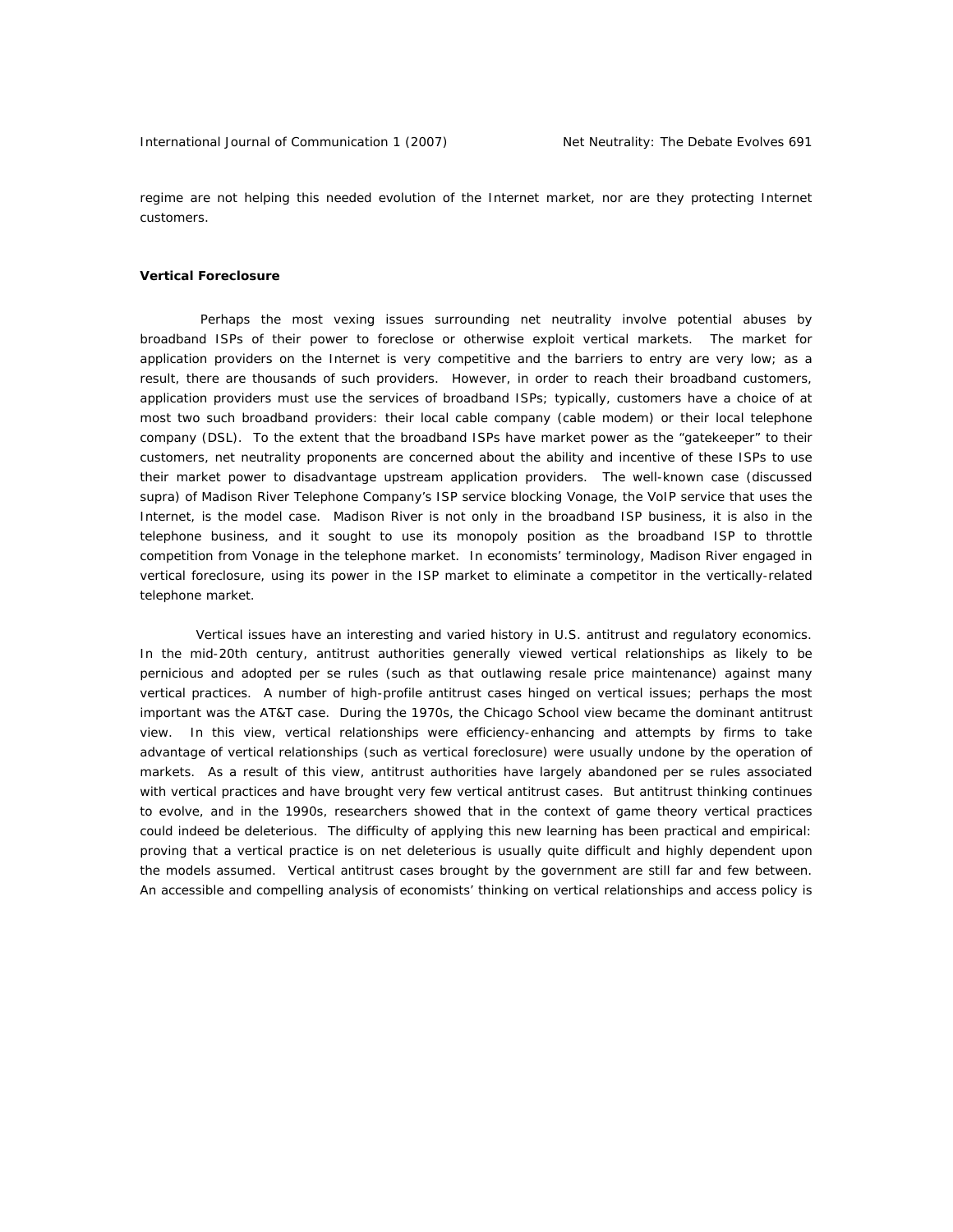regime are not helping this needed evolution of the Internet market, nor are they protecting Internet customers.

**Vertical Foreclosure**

Perhaps the most vexing issues surrounding net neutrality involve potential abuses by broadband ISPs of their power to foreclose or otherwise exploit vertical markets. The market for application providers on the Internet is very competitive and the barriers to entry are very low; as a result, there are thousands of such providers. However, in order to reach their broadband customers, application providers must use the services of broadband ISPs; typically, customers have a choice of at most two such broadband providers: their local cable company (cable modem) or their local telephone company (DSL). To the extent that the broadband ISPs have market power as the "gatekeeper" to their customers, net neutrality proponents are concerned about the ability and incentive of these ISPs to use their market power to disadvantage upstream application providers. The well-known case (discussed supra) of Madison River Telephone Company's ISP service blocking Vonage, the VoIP service that uses the Internet, is the model case. Madison River is not only in the broadband ISP business, it is also in the telephone business, and it sought to use its monopoly position as the broadband ISP to throttle competition from Vonage in the telephone market. In economists' terminology, Madison River engaged in vertical foreclosure, using its power in the ISP market to eliminate a competitor in the vertically-related telephone market.

Vertical issues have an interesting and varied history in U.S. antitrust and regulatory economics. In the mid-20th century, antitrust authorities generally viewed vertical relationships as likely to be pernicious and adopted per se rules (such as that outlawing resale price maintenance) against many vertical practices. A number of high-profile antitrust cases hinged on vertical issues; perhaps the most important was the AT&T case. During the 1970s, the Chicago School view became the dominant antitrust view. In this view, vertical relationships were efficiency-enhancing and attempts by firms to take advantage of vertical relationships (such as vertical foreclosure) were usually undone by the operation of markets. As a result of this view, antitrust authorities have largely abandoned per se rules associated with vertical practices and have brought very few vertical antitrust cases. But antitrust thinking continues to evolve, and in the 1990s, researchers showed that in the context of game theory vertical practices could indeed be deleterious. The difficulty of applying this new learning has been practical and empirical: proving that a vertical practice is on net deleterious is usually quite difficult and highly dependent upon the models assumed. Vertical antitrust cases brought by the government are still far and few between. An accessible and compelling analysis of economists' thinking on vertical relationships and access policy is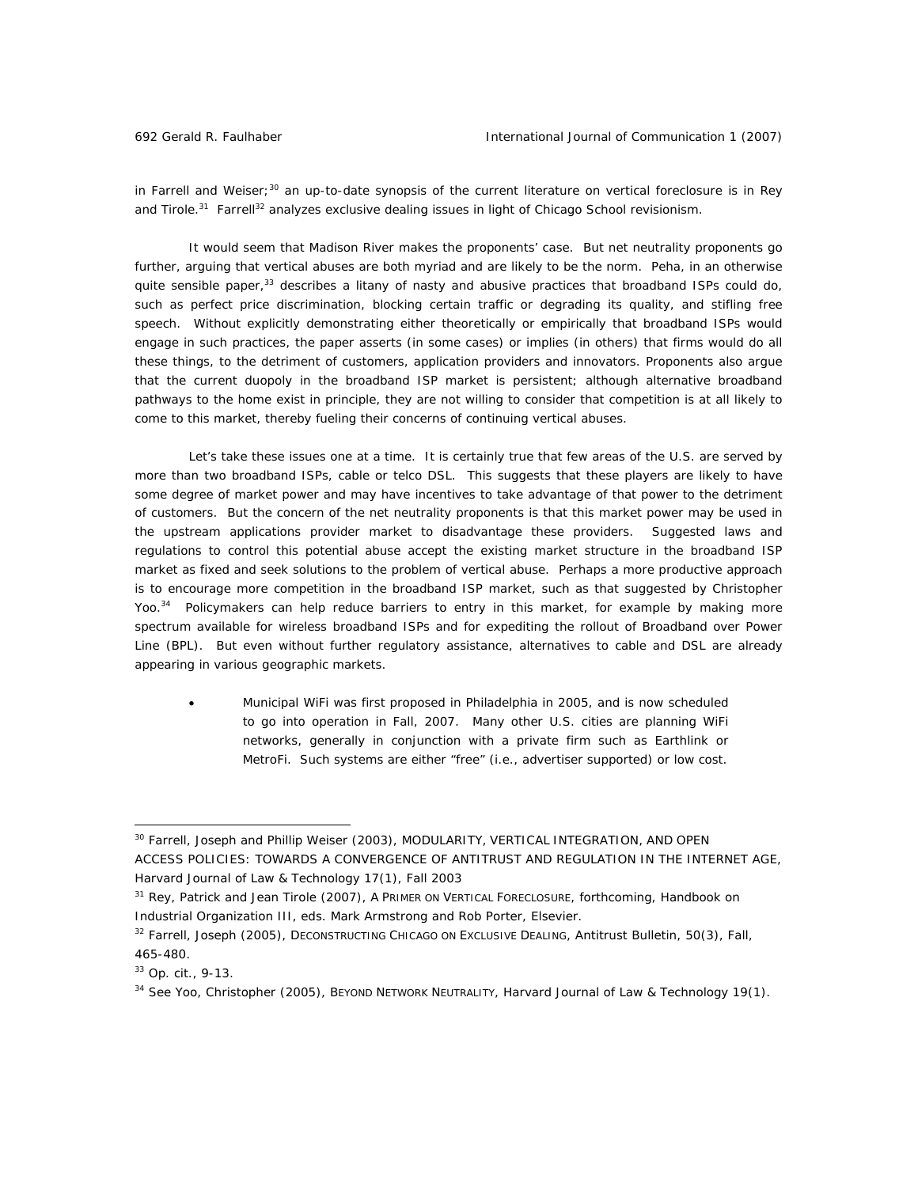in Farrell and Weiser;[30] an up-to-date synopsis of the current literature on vertical foreclosure is in Rey and Tirole.[31] Farrell[32] analyzes exclusive dealing issues in light of Chicago School revisionism.

It would seem that Madison River makes the proponents' case. But net neutrality proponents go further, arguing that vertical abuses are both myriad and are likely to be the norm. Peha, in an otherwise quite sensible paper,[33] describes a litany of nasty and abusive practices that broadband ISPs could do, such as perfect price discrimination, blocking certain traffic or degrading its quality, and stifling free speech. Without explicitly demonstrating either theoretically or empirically that broadband ISPs would engage in such practices, the paper asserts (in some cases) or implies (in others) that firms would do all these things, to the detriment of customers, application providers and innovators. Proponents also argue that the current duopoly in the broadband ISP market is persistent; although alternative broadband pathways to the home exist in principle, they are not willing to consider that competition is at all likely to come to this market, thereby fueling their concerns of continuing vertical abuses.

Let's take these issues one at a time. It is certainly true that few areas of the U.S. are served by more than two broadband ISPs, cable or telco DSL. This suggests that these players are likely to have some degree of market power and may have incentives to take advantage of that power to the detriment of customers. But the concern of the net neutrality proponents is that this market power may be used in the upstream applications provider market to disadvantage these providers. Suggested laws and regulations to control this potential abuse accept the existing market structure in the broadband ISP market as fixed and seek solutions to the problem of vertical abuse. Perhaps a more productive approach is to encourage more competition in the broadband ISP market, such as that suggested by Christopher Yoo.[34] Policymakers can help reduce barriers to entry in this market, for example by making more spectrum available for wireless broadband ISPs and for expediting the rollout of Broadband over Power Line (BPL). But even without further regulatory assistance, alternatives to cable and DSL are already appearing in various geographic markets.

- Municipal WiFi was first proposed in Philadelphia in 2005, and is now scheduled to go into operation in Fall, 2007. Many other U.S. cities are planning WiFi networks, generally in conjunction with a private firm such as Earthlink or MetroFi. Such systems are either "free" (i.e., advertiser supported) or low cost.

---

[30] Farrell, Joseph and Phillip Weiser (2003), MODULARITY, VERTICAL INTEGRATION, AND OPEN ACCESS POLICIES: TOWARDS A CONVERGENCE OF ANTITRUST AND REGULATION IN THE INTERNET AGE, Harvard Journal of Law & Technology 17(1), Fall 2003

[31] Rey, Patrick and Jean Tirole (2007), A PRIMER ON VERTICAL FORECLOSURE, forthcoming, Handbook on Industrial Organization III, eds. Mark Armstrong and Rob Porter, Elsevier.

[32] Farrell, Joseph (2005), DECONSTRUCTING CHICAGO ON EXCLUSIVE DEALING, Antitrust Bulletin, 50(3), Fall, 465-480.

[33] Op. cit., 9-13.

[34] See Yoo, Christopher (2005), BEYOND NETWORK NEUTRALITY, Harvard Journal of Law & Technology 19(1).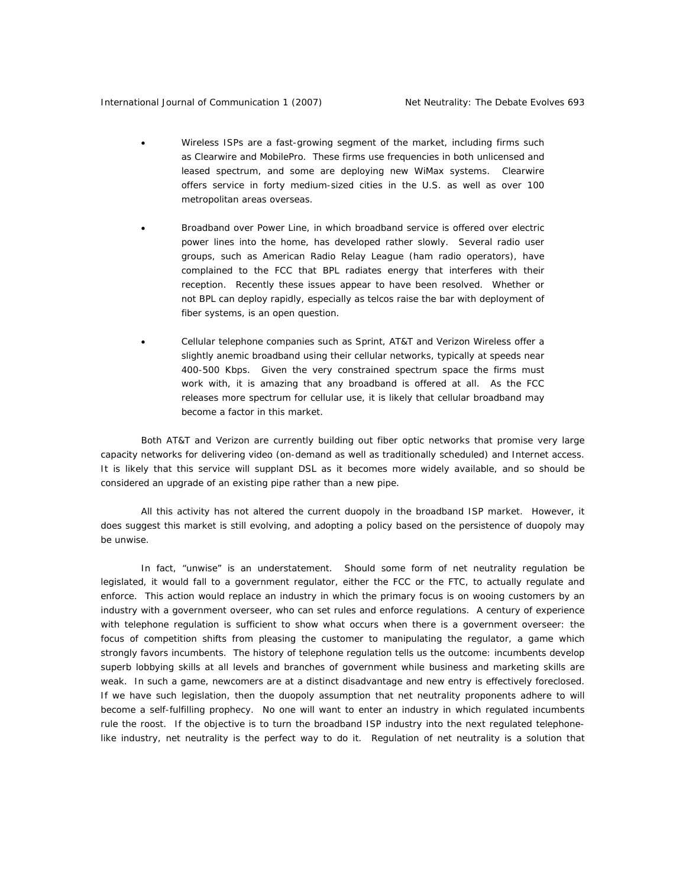- Wireless ISPs are a fast-growing segment of the market, including firms such as Clearwire and MobilePro. These firms use frequencies in both unlicensed and leased spectrum, and some are deploying new WiMax systems. Clearwire offers service in forty medium-sized cities in the U.S. as well as over 100 metropolitan areas overseas.

- Broadband over Power Line, in which broadband service is offered over electric power lines into the home, has developed rather slowly. Several radio user groups, such as American Radio Relay League (ham radio operators), have complained to the FCC that BPL radiates energy that interferes with their reception. Recently these issues appear to have been resolved. Whether or not BPL can deploy rapidly, especially as telcos raise the bar with deployment of fiber systems, is an open question.

- Cellular telephone companies such as Sprint, AT&T and Verizon Wireless offer a slightly anemic broadband using their cellular networks, typically at speeds near 400-500 Kbps. Given the very constrained spectrum space the firms must work with, it is amazing that any broadband is offered at all. As the FCC releases more spectrum for cellular use, it is likely that cellular broadband may become a factor in this market.

Both AT&T and Verizon are currently building out fiber optic networks that promise very large capacity networks for delivering video (on-demand as well as traditionally scheduled) and Internet access. It is likely that this service will supplant DSL as it becomes more widely available, and so should be considered an upgrade of an existing pipe rather than a new pipe.

All this activity has not altered the current duopoly in the broadband ISP market. However, it does suggest this market is still evolving, and adopting a policy based on the persistence of duopoly may be unwise.

In fact, "unwise" is an understatement. Should some form of net neutrality regulation be legislated, it would fall to a government regulator, either the FCC or the FTC, to actually regulate and enforce. This action would replace an industry in which the primary focus is on wooing customers by an industry with a government overseer, who can set rules and enforce regulations. A century of experience with telephone regulation is sufficient to show what occurs when there is a government overseer: the focus of competition shifts from pleasing the customer to manipulating the regulator, a game which strongly favors incumbents. The history of telephone regulation tells us the outcome: incumbents develop superb lobbying skills at all levels and branches of government while business and marketing skills are weak. In such a game, newcomers are at a distinct disadvantage and new entry is effectively foreclosed. If we have such legislation, then the duopoly assumption that net neutrality proponents adhere to will become a self-fulfilling prophecy. No one will want to enter an industry in which regulated incumbents rule the roost. If the objective is to turn the broadband ISP industry into the next regulated telephone-like industry, net neutrality is the perfect way to do it. Regulation of net neutrality is a solution that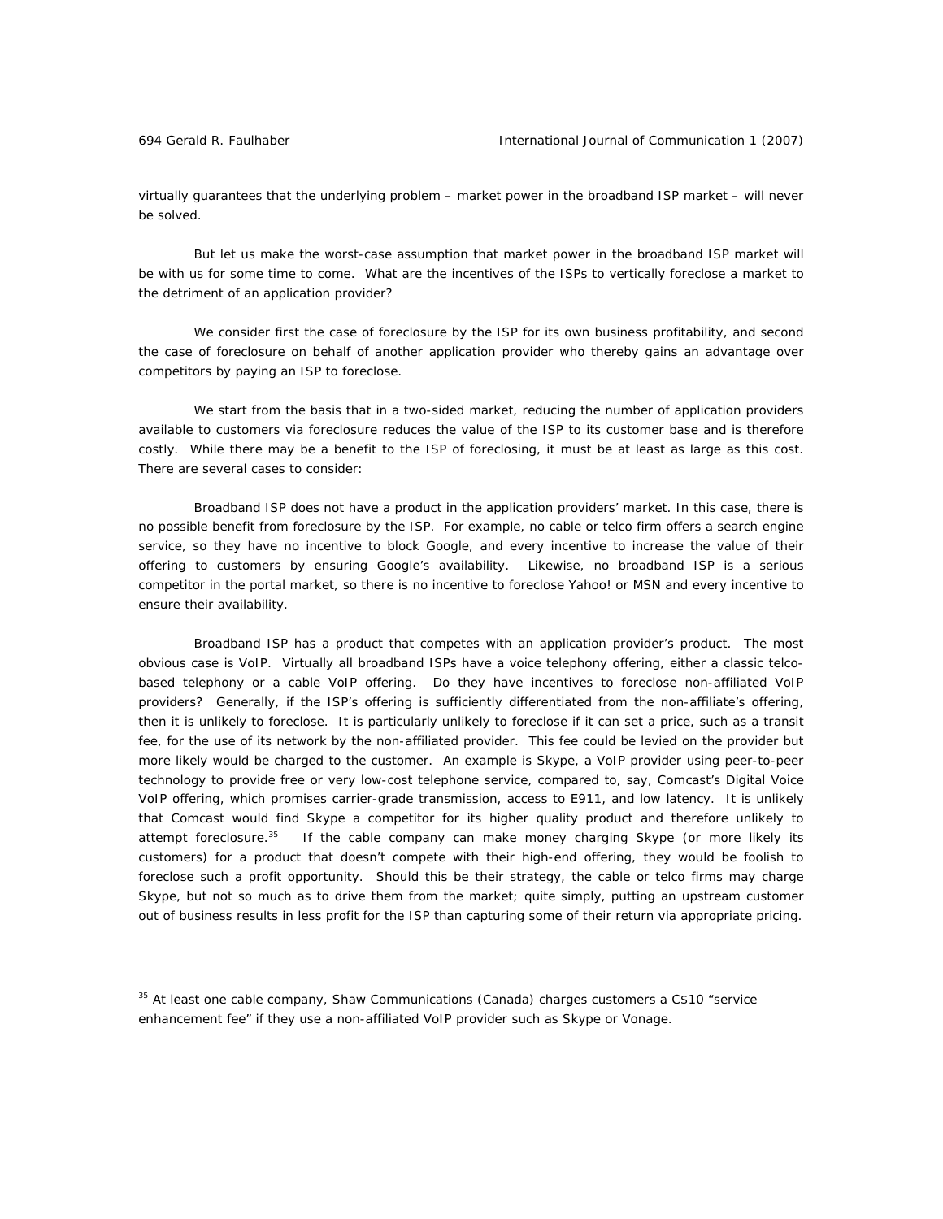virtually guarantees that the underlying problem – market power in the broadband ISP market – will never be solved.

But let us make the worst-case assumption that market power in the broadband ISP market will be with us for some time to come. What are the incentives of the ISPs to vertically foreclose a market to the detriment of an application provider?

We consider first the case of foreclosure by the ISP for its own business profitability, and second the case of foreclosure on behalf of another application provider who thereby gains an advantage over competitors by paying an ISP to foreclose.

We start from the basis that in a two-sided market, reducing the number of application providers available to customers via foreclosure reduces the value of the ISP to its customer base and is therefore costly. While there may be a benefit to the ISP of foreclosing, it must be at least as large as this cost. There are several cases to consider:

*Broadband ISP does not have a product in the application providers' market*. In this case, there is no possible benefit from foreclosure by the ISP. For example, no cable or telco firm offers a search engine service, so they have no incentive to block Google, and every incentive to increase the value of their offering to customers by ensuring Google's availability. Likewise, no broadband ISP is a serious competitor in the portal market, so there is no incentive to foreclose Yahoo! or MSN and every incentive to ensure their availability.

*Broadband ISP has a product that competes with an application provider's product*. The most obvious case is VoIP. Virtually all broadband ISPs have a voice telephony offering, either a classic telco-based telephony or a cable VoIP offering. Do they have incentives to foreclose non-affiliated VoIP providers? Generally, if the ISP's offering is sufficiently differentiated from the non-affiliate's offering, then it is unlikely to foreclose. It is particularly unlikely to foreclose if it can set a price, such as a transit fee, for the use of its network by the non-affiliated provider. This fee could be levied on the provider but more likely would be charged to the customer. An example is Skype, a VoIP provider using peer-to-peer technology to provide free or very low-cost telephone service, compared to, say, Comcast's Digital Voice VoIP offering, which promises carrier-grade transmission, access to E911, and low latency. It is unlikely that Comcast would find Skype a competitor for its higher quality product and therefore unlikely to attempt foreclosure.[35] If the cable company can make money charging Skype (or more likely its customers) for a product that doesn't compete with their high-end offering, they would be foolish to foreclose such a profit opportunity. Should this be their strategy, the cable or telco firms may charge Skype, but not so much as to drive them from the market; quite simply, putting an upstream customer out of business results in less profit for the ISP than capturing some of their return via appropriate pricing.

[35] At least one cable company, Shaw Communications (Canada) charges customers a C$10 "service enhancement fee" if they use a non-affiliated VoIP provider such as Skype or Vonage.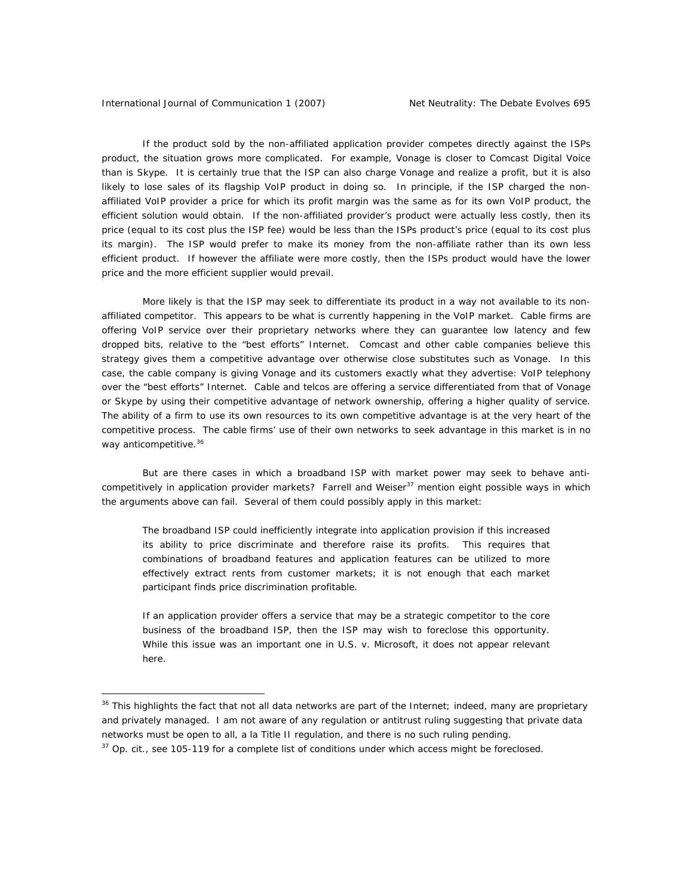If the product sold by the non-affiliated application provider competes directly against the ISPs product, the situation grows more complicated. For example, Vonage is closer to Comcast Digital Voice than is Skype. It is certainly true that the ISP can also charge Vonage and realize a profit, but it is also likely to lose sales of its flagship VoIP product in doing so. In principle, if the ISP charged the non-affiliated VoIP provider a price for which its profit margin was the same as for its own VoIP product, the efficient solution would obtain. If the non-affiliated provider's product were actually less costly, then its price (equal to its cost plus the ISP fee) would be less than the ISPs product's price (equal to its cost plus its margin). The ISP would prefer to make its money from the non-affiliate rather than its own less efficient product. If however the affiliate were more costly, then the ISPs product would have the lower price and the more efficient supplier would prevail.

More likely is that the ISP may seek to differentiate its product in a way not available to its non-affiliated competitor. This appears to be what is currently happening in the VoIP market. Cable firms are offering VoIP service over their proprietary networks where they can guarantee low latency and few dropped bits, relative to the "best efforts" Internet. Comcast and other cable companies believe this strategy gives them a competitive advantage over otherwise close substitutes such as Vonage. In this case, the cable company is giving Vonage and its customers exactly what they advertise: VoIP telephony over the "best efforts" Internet. Cable and telcos are offering a service differentiated from that of Vonage or Skype by using their competitive advantage of network ownership, offering a higher quality of service. The ability of a firm to use its own resources to its own competitive advantage is at the very heart of the competitive process. The cable firms' use of their own networks to seek advantage in this market is in no way anticompetitive.[36]

But are there cases in which a broadband ISP with market power may seek to behave anti-competitively in application provider markets? Farrell and Weiser[37] mention eight possible ways in which the arguments above can fail. Several of them could possibly apply in this market:

> The broadband ISP could inefficiently integrate into application provision if this increased its ability to price discriminate and therefore raise its profits. This requires that combinations of broadband features and application features can be utilized to more effectively extract rents from customer markets; it is not enough that each market participant finds price discrimination profitable.
>
> If an application provider offers a service that may be a strategic competitor to the core business of the broadband ISP, then the ISP may wish to foreclose this opportunity. While this issue was an important one in U.S. v. Microsoft, it does not appear relevant here.

---

[36] This highlights the fact that not all data networks are part of the Internet; indeed, many are proprietary and privately managed. I am not aware of any regulation or antitrust ruling suggesting that private data networks must be open to all, a la Title II regulation, and there is no such ruling pending.

[37] Op. cit., see 105-119 for a complete list of conditions under which access might be foreclosed.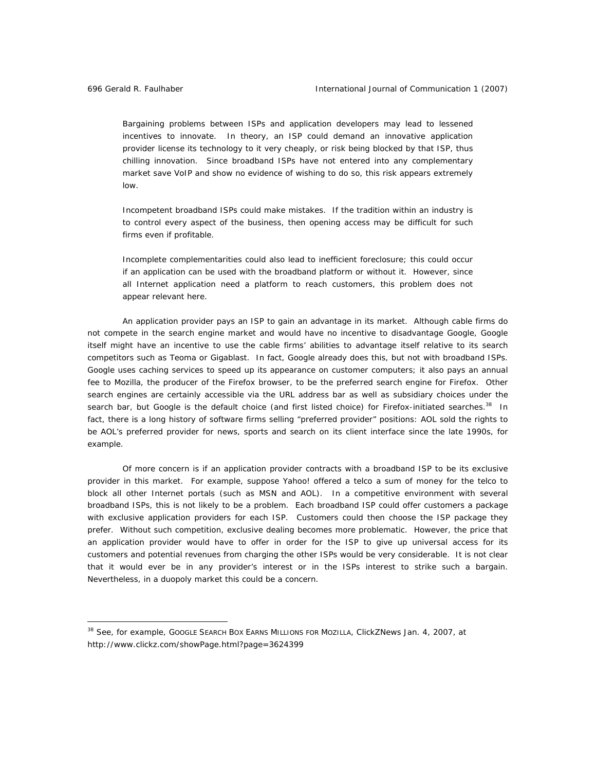> Bargaining problems between ISPs and application developers may lead to lessened incentives to innovate. In theory, an ISP could demand an innovative application provider license its technology to it very cheaply, or risk being blocked by that ISP, thus chilling innovation. Since broadband ISPs have not entered into any complementary market save VoIP and show no evidence of wishing to do so, this risk appears extremely low.
>
> Incompetent broadband ISPs could make mistakes. If the tradition within an industry is to control every aspect of the business, then opening access may be difficult for such firms even if profitable.
>
> Incomplete complementarities could also lead to inefficient foreclosure; this could occur if an application can be used with the broadband platform or without it. However, since all Internet application need a platform to reach customers, this problem does not appear relevant here.

An application provider pays an ISP to gain an advantage in its market. Although cable firms do not compete in the search engine market and would have no incentive to disadvantage Google, Google itself might have an incentive to use the cable firms' abilities to advantage itself relative to its search competitors such as Teoma or Gigablast. In fact, Google already does this, but not with broadband ISPs. Google uses caching services to speed up its appearance on customer computers; it also pays an annual fee to Mozilla, the producer of the Firefox browser, to be the preferred search engine for Firefox. Other search engines are certainly accessible via the URL address bar as well as subsidiary choices under the search bar, but Google is the default choice (and first listed choice) for Firefox-initiated searches.[38] In fact, there is a long history of software firms selling "preferred provider" positions: AOL sold the rights to be AOL's preferred provider for news, sports and search on its client interface since the late 1990s, for example.

Of more concern is if an application provider contracts with a broadband ISP to be its exclusive provider in this market. For example, suppose Yahoo! offered a telco a sum of money for the telco to block all other Internet portals (such as MSN and AOL). In a competitive environment with several broadband ISPs, this is not likely to be a problem. Each broadband ISP could offer customers a package with exclusive application providers for each ISP. Customers could then choose the ISP package they prefer. Without such competition, exclusive dealing becomes more problematic. However, the price that an application provider would have to offer in order for the ISP to give up universal access for its customers and potential revenues from charging the other ISPs would be very considerable. It is not clear that it would ever be in any provider's interest or in the ISPs interest to strike such a bargain. Nevertheless, in a duopoly market this could be a concern.

---

[38] See, for example, GOOGLE SEARCH BOX EARNS MILLIONS FOR MOZILLA, ClickZNews Jan. 4, 2007, at http://www.clickz.com/showPage.html?page=3624399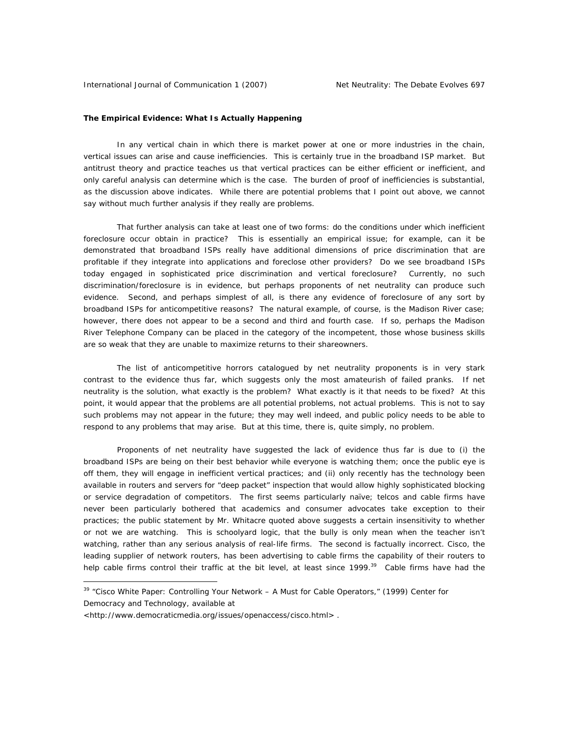**The Empirical Evidence: What Is Actually Happening**

In any vertical chain in which there is market power at one or more industries in the chain, vertical issues can arise and cause inefficiencies. This is certainly true in the broadband ISP market. But antitrust theory and practice teaches us that vertical practices can be either efficient or inefficient, and only careful analysis can determine which is the case. The burden of proof of inefficiencies is substantial, as the discussion above indicates. While there are potential problems that I point out above, we cannot say without much further analysis if they really are problems.

That further analysis can take at least one of two forms: do the conditions under which inefficient foreclosure occur obtain in practice? This is essentially an empirical issue; for example, can it be demonstrated that broadband ISPs really have additional dimensions of price discrimination that are profitable if they integrate into applications and foreclose other providers? Do we see broadband ISPs today engaged in sophisticated price discrimination and vertical foreclosure? Currently, no such discrimination/foreclosure is in evidence, but perhaps proponents of net neutrality can produce such evidence. Second, and perhaps simplest of all, is there any evidence of foreclosure of any sort by broadband ISPs for anticompetitive reasons? The natural example, of course, is the Madison River case; however, there does not appear to be a second and third and fourth case. If so, perhaps the Madison River Telephone Company can be placed in the category of the incompetent, those whose business skills are so weak that they are unable to maximize returns to their shareowners.

The list of anticompetitive horrors catalogued by net neutrality proponents is in very stark contrast to the evidence thus far, which suggests only the most amateurish of failed pranks. If net neutrality is the solution, what exactly is the problem? What exactly is it that needs to be fixed? At this point, it would appear that the problems are all potential problems, not actual problems. This is not to say such problems may not appear in the future; they may well indeed, and public policy needs to be able to respond to any problems that may arise. But at this time, there is, quite simply, no problem.

Proponents of net neutrality have suggested the lack of evidence thus far is due to (i) the broadband ISPs are being on their best behavior while everyone is watching them; once the public eye is off them, they will engage in inefficient vertical practices; and (ii) only recently has the technology been available in routers and servers for "deep packet" inspection that would allow highly sophisticated blocking or service degradation of competitors. The first seems particularly naïve; telcos and cable firms have never been particularly bothered that academics and consumer advocates take exception to their practices; the public statement by Mr. Whitacre quoted above suggests a certain insensitivity to whether or not we are watching. This is schoolyard logic, that the bully is only mean when the teacher isn't watching, rather than any serious analysis of real-life firms. The second is factually incorrect. Cisco, the leading supplier of network routers, has been advertising to cable firms the capability of their routers to help cable firms control their traffic at the bit level, at least since 1999.[39] Cable firms have had the

[39] "Cisco White Paper: Controlling Your Network – A Must for Cable Operators," (1999) Center for Democracy and Technology, available at <http://www.democraticmedia.org/issues/openaccess/cisco.html> .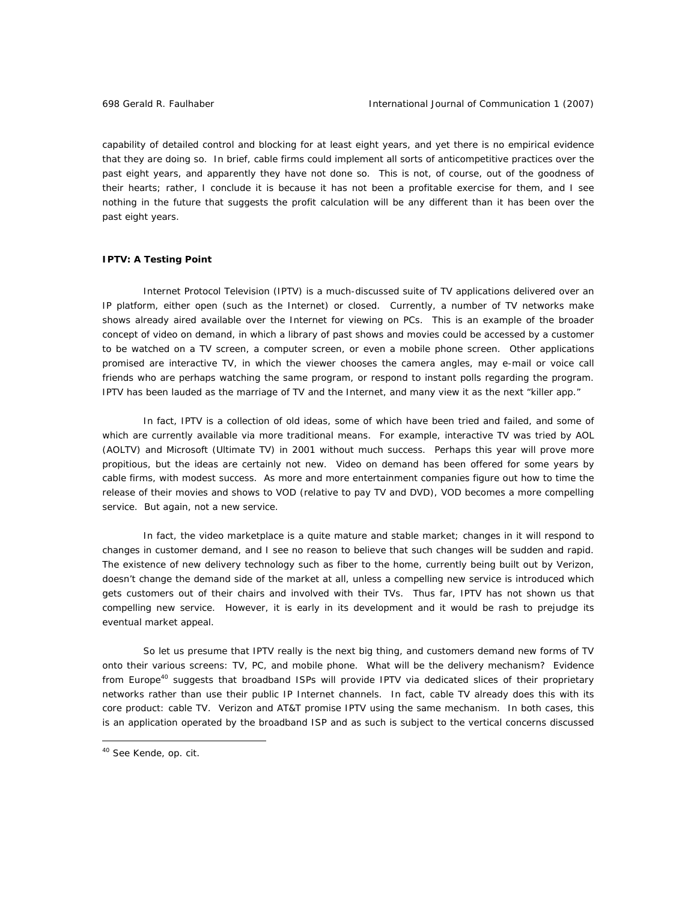capability of detailed control and blocking for at least eight years, and yet there is no empirical evidence that they are doing so. In brief, cable firms could implement all sorts of anticompetitive practices over the past eight years, and apparently they have not done so. This is not, of course, out of the goodness of their hearts; rather, I conclude it is because it has not been a profitable exercise for them, and I see nothing in the future that suggests the profit calculation will be any different than it has been over the past eight years.

**IPTV: A Testing Point**

Internet Protocol Television (IPTV) is a much-discussed suite of TV applications delivered over an IP platform, either open (such as the Internet) or closed. Currently, a number of TV networks make shows already aired available over the Internet for viewing on PCs. This is an example of the broader concept of video on demand, in which a library of past shows and movies could be accessed by a customer to be watched on a TV screen, a computer screen, or even a mobile phone screen. Other applications promised are interactive TV, in which the viewer chooses the camera angles, may e-mail or voice call friends who are perhaps watching the same program, or respond to instant polls regarding the program. IPTV has been lauded as the marriage of TV and the Internet, and many view it as the next "killer app."

In fact, IPTV is a collection of old ideas, some of which have been tried and failed, and some of which are currently available via more traditional means. For example, interactive TV was tried by AOL (AOLTV) and Microsoft (Ultimate TV) in 2001 without much success. Perhaps this year will prove more propitious, but the ideas are certainly not new. Video on demand has been offered for some years by cable firms, with modest success. As more and more entertainment companies figure out how to time the release of their movies and shows to VOD (relative to pay TV and DVD), VOD becomes a more compelling service. But again, not a new service.

In fact, the video marketplace is a quite mature and stable market; changes in it will respond to changes in customer demand, and I see no reason to believe that such changes will be sudden and rapid. The existence of new delivery technology such as fiber to the home, currently being built out by Verizon, doesn't change the demand side of the market at all, unless a compelling new service is introduced which gets customers out of their chairs and involved with their TVs. Thus far, IPTV has not shown us that compelling new service. However, it is early in its development and it would be rash to prejudge its eventual market appeal.

So let us presume that IPTV really is the next big thing, and customers demand new forms of TV onto their various screens: TV, PC, and mobile phone. What will be the delivery mechanism? Evidence from Europe[40] suggests that broadband ISPs will provide IPTV via dedicated slices of their proprietary networks rather than use their public IP Internet channels. In fact, cable TV already does this with its core product: cable TV. Verizon and AT&T promise IPTV using the same mechanism. In both cases, this is an application operated by the broadband ISP and as such is subject to the vertical concerns discussed

[40] See Kende, op. cit.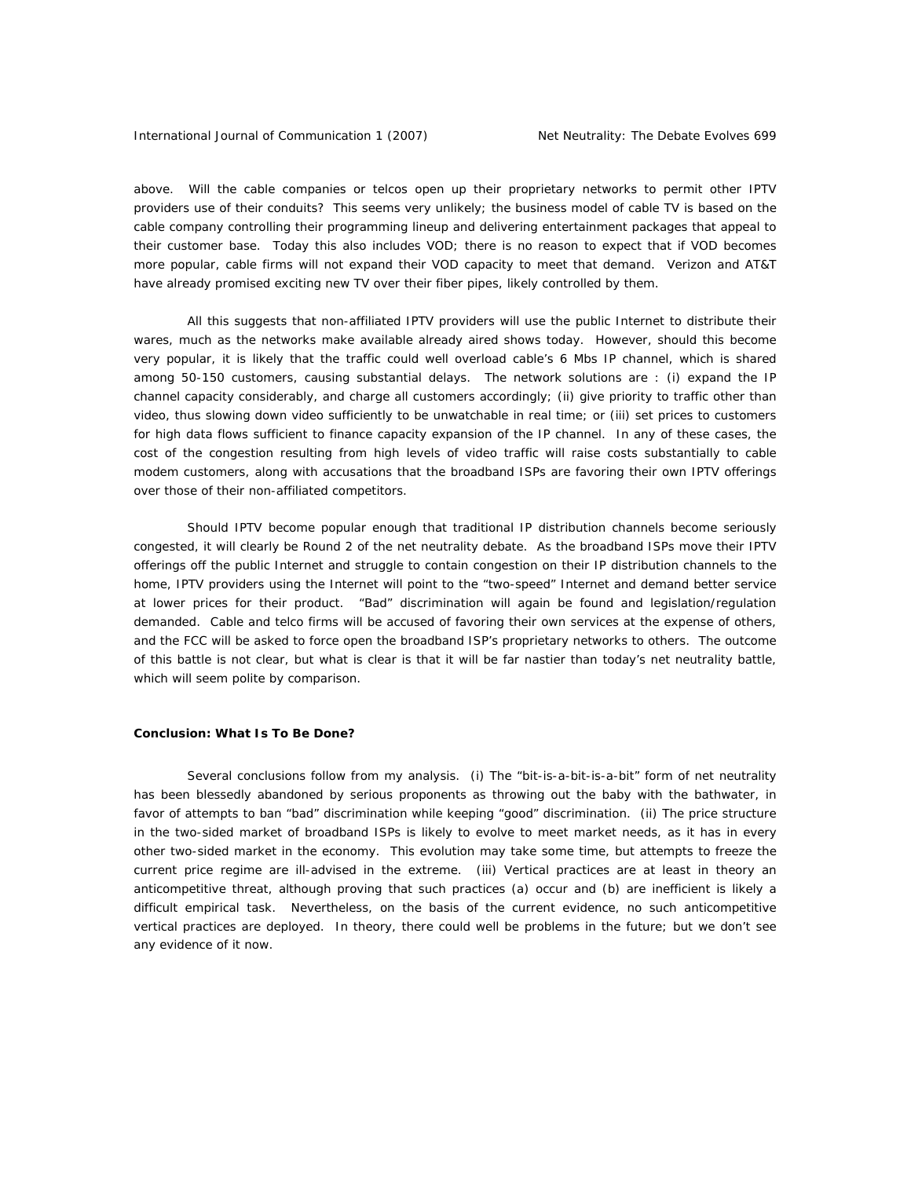above. Will the cable companies or telcos open up their proprietary networks to permit other IPTV providers use of their conduits? This seems very unlikely; the business model of cable TV is based on the cable company controlling their programming lineup and delivering entertainment packages that appeal to their customer base. Today this also includes VOD; there is no reason to expect that if VOD becomes more popular, cable firms will not expand their VOD capacity to meet that demand. Verizon and AT&T have already promised exciting new TV over their fiber pipes, likely controlled by them.

All this suggests that non-affiliated IPTV providers will use the public Internet to distribute their wares, much as the networks make available already aired shows today. However, should this become very popular, it is likely that the traffic could well overload cable's 6 Mbs IP channel, which is shared among 50-150 customers, causing substantial delays. The network solutions are : (i) expand the IP channel capacity considerably, and charge all customers accordingly; (ii) give priority to traffic other than video, thus slowing down video sufficiently to be unwatchable in real time; or (iii) set prices to customers for high data flows sufficient to finance capacity expansion of the IP channel. In any of these cases, the cost of the congestion resulting from high levels of video traffic will raise costs substantially to cable modem customers, along with accusations that the broadband ISPs are favoring their own IPTV offerings over those of their non-affiliated competitors.

Should IPTV become popular enough that traditional IP distribution channels become seriously congested, it will clearly be Round 2 of the net neutrality debate. As the broadband ISPs move their IPTV offerings off the public Internet and struggle to contain congestion on their IP distribution channels to the home, IPTV providers using the Internet will point to the "two-speed" Internet and demand better service at lower prices for their product. "Bad" discrimination will again be found and legislation/regulation demanded. Cable and telco firms will be accused of favoring their own services at the expense of others, and the FCC will be asked to force open the broadband ISP's proprietary networks to others. The outcome of this battle is not clear, but what is clear is that it will be far nastier than today's net neutrality battle, which will seem polite by comparison.

## Conclusion: What Is To Be Done?

Several conclusions follow from my analysis. (i) The "bit-is-a-bit-is-a-bit" form of net neutrality has been blessedly abandoned by serious proponents as throwing out the baby with the bathwater, in favor of attempts to ban "bad" discrimination while keeping "good" discrimination. (ii) The price structure in the two-sided market of broadband ISPs is likely to evolve to meet market needs, as it has in every other two-sided market in the economy. This evolution may take some time, but attempts to freeze the current price regime are ill-advised in the extreme. (iii) Vertical practices are at least in theory an anticompetitive threat, although proving that such practices (a) occur and (b) are inefficient is likely a difficult empirical task. Nevertheless, on the basis of the current evidence, no such anticompetitive vertical practices are deployed. In theory, there could well be problems in the future; but we don't see any evidence of it now.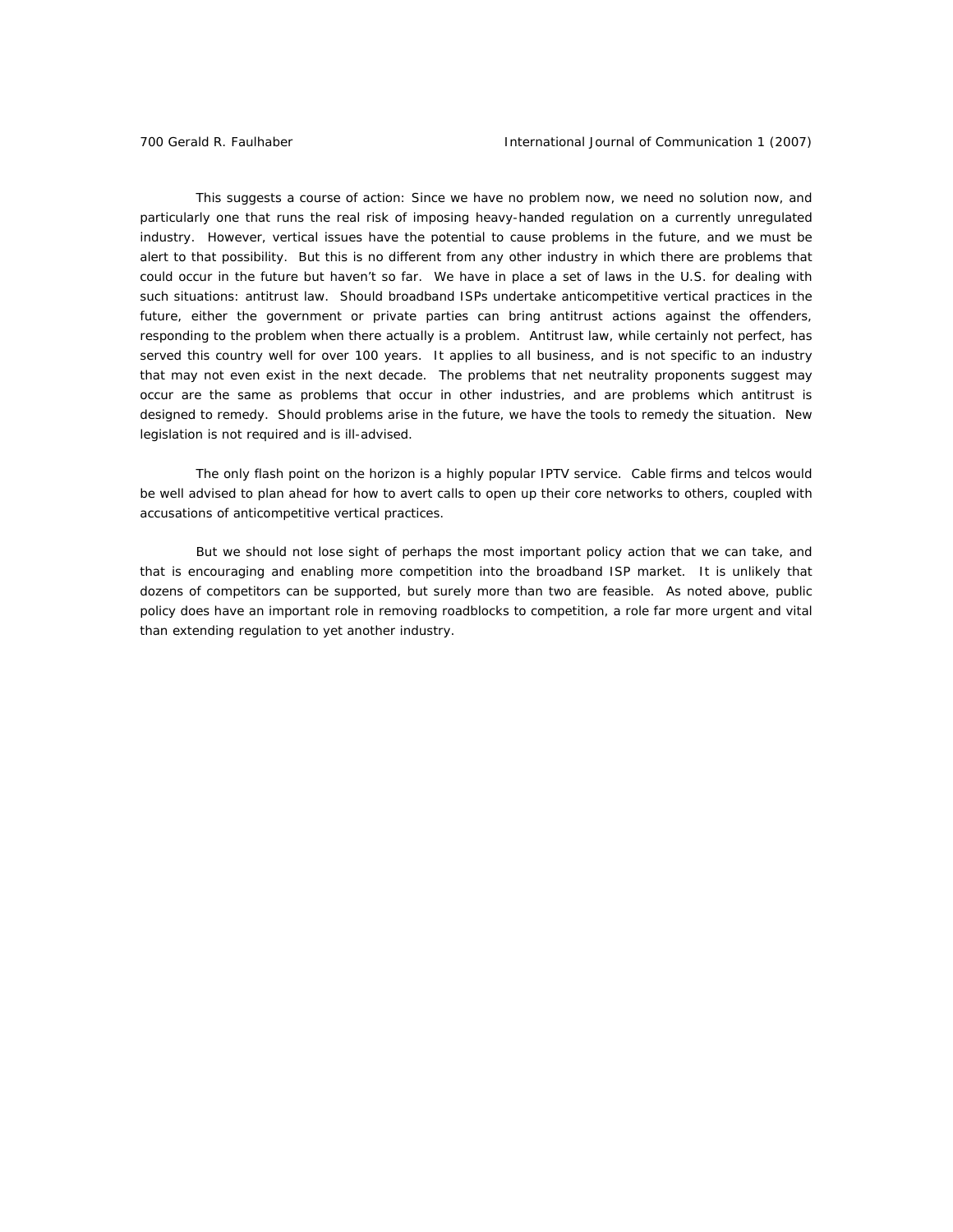This suggests a course of action: Since we have no problem now, we need no solution now, and particularly one that runs the real risk of imposing heavy-handed regulation on a currently unregulated industry. However, vertical issues have the potential to cause problems in the future, and we must be alert to that possibility. But this is no different from any other industry in which there are problems that could occur in the future but haven't so far. We have in place a set of laws in the U.S. for dealing with such situations: antitrust law. Should broadband ISPs undertake anticompetitive vertical practices in the future, either the government or private parties can bring antitrust actions against the offenders, responding to the problem when there actually is a problem. Antitrust law, while certainly not perfect, has served this country well for over 100 years. It applies to all business, and is not specific to an industry that may not even exist in the next decade. The problems that net neutrality proponents suggest may occur are the same as problems that occur in other industries, and are problems which antitrust is designed to remedy. Should problems arise in the future, we have the tools to remedy the situation. New legislation is not required and is ill-advised.

The only flash point on the horizon is a highly popular IPTV service. Cable firms and telcos would be well advised to plan ahead for how to avert calls to open up their core networks to others, coupled with accusations of anticompetitive vertical practices.

But we should not lose sight of perhaps the most important policy action that we can take, and that is encouraging and enabling more competition into the broadband ISP market. It is unlikely that dozens of competitors can be supported, but surely more than two are feasible. As noted above, public policy does have an important role in removing roadblocks to competition, a role far more urgent and vital than extending regulation to yet another industry.